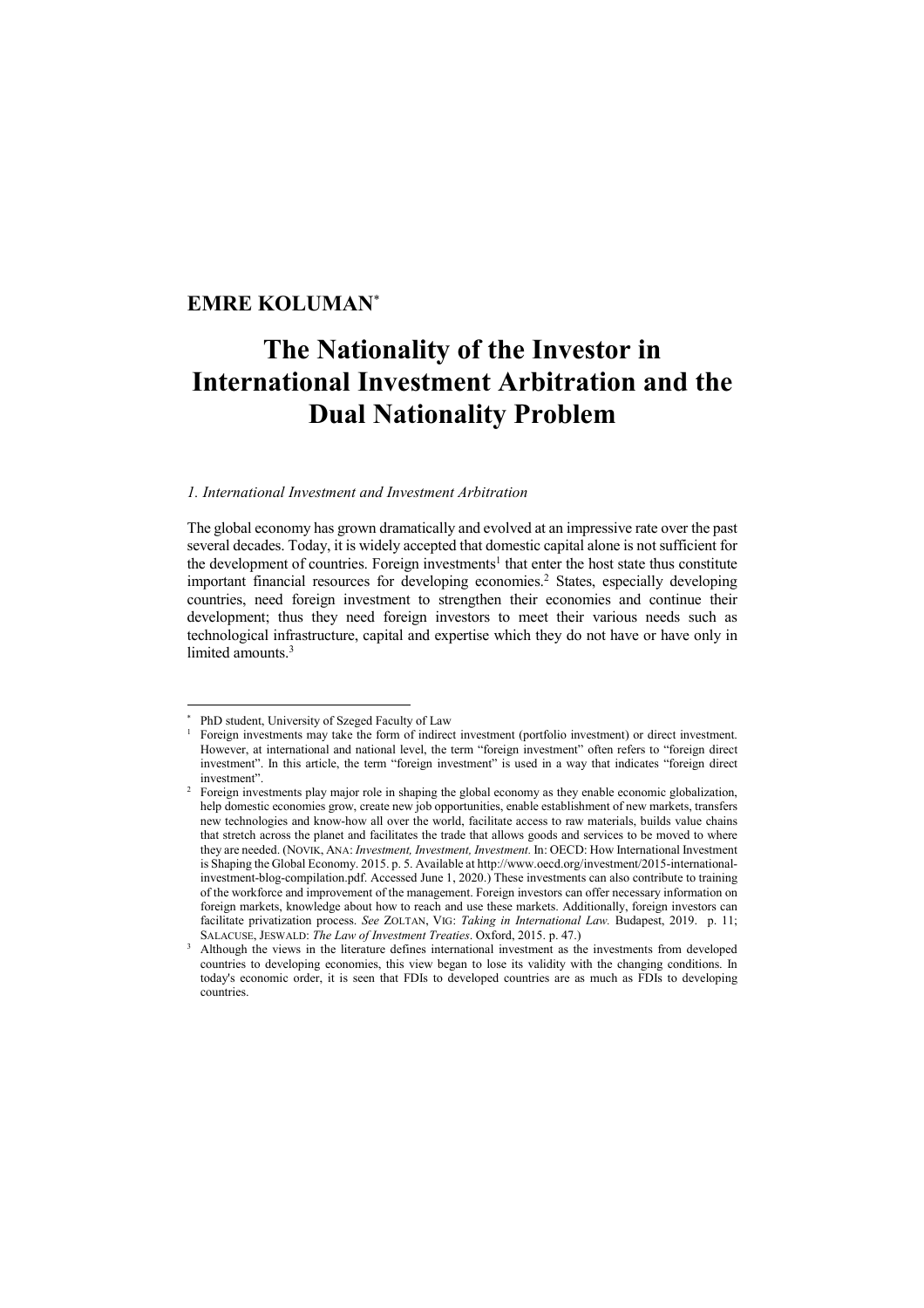**EMRE KOLUMAN**[*]

# The Nationality of the Investor in International Investment Arbitration and the Dual Nationality Problem

## *1. International Investment and Investment Arbitration*

The global economy has grown dramatically and evolved at an impressive rate over the past several decades. Today, it is widely accepted that domestic capital alone is not sufficient for the development of countries. Foreign investments[1] that enter the host state thus constitute important financial resources for developing economies.[2] States, especially developing countries, need foreign investment to strengthen their economies and continue their development; thus they need foreign investors to meet their various needs such as technological infrastructure, capital and expertise which they do not have or have only in limited amounts.[3]

---

[*] PhD student, University of Szeged Faculty of Law

[1] Foreign investments may take the form of indirect investment (portfolio investment) or direct investment. However, at international and national level, the term "foreign investment" often refers to "foreign direct investment". In this article, the term "foreign investment" is used in a way that indicates "foreign direct investment".

[2] Foreign investments play major role in shaping the global economy as they enable economic globalization, help domestic economies grow, create new job opportunities, enable establishment of new markets, transfers new technologies and know-how all over the world, facilitate access to raw materials, builds value chains that stretch across the planet and facilitates the trade that allows goods and services to be moved to where they are needed. (NOVIK, ANA: *Investment, Investment, Investment.* In: OECD: How International Investment is Shaping the Global Economy. 2015. p. 5. Available at http://www.oecd.org/investment/2015-international-investment-blog-compilation.pdf. Accessed June 1, 2020.) These investments can also contribute to training of the workforce and improvement of the management. Foreign investors can offer necessary information on foreign markets, knowledge about how to reach and use these markets. Additionally, foreign investors can facilitate privatization process. *See* ZOLTAN, VIG: *Taking in International Law.* Budapest, 2019. p. 11; SALACUSE, JESWALD: *The Law of Investment Treaties*. Oxford, 2015. p. 47.)

[3] Although the views in the literature defines international investment as the investments from developed countries to developing economies, this view began to lose its validity with the changing conditions. In today's economic order, it is seen that FDIs to developed countries are as much as FDIs to developing countries.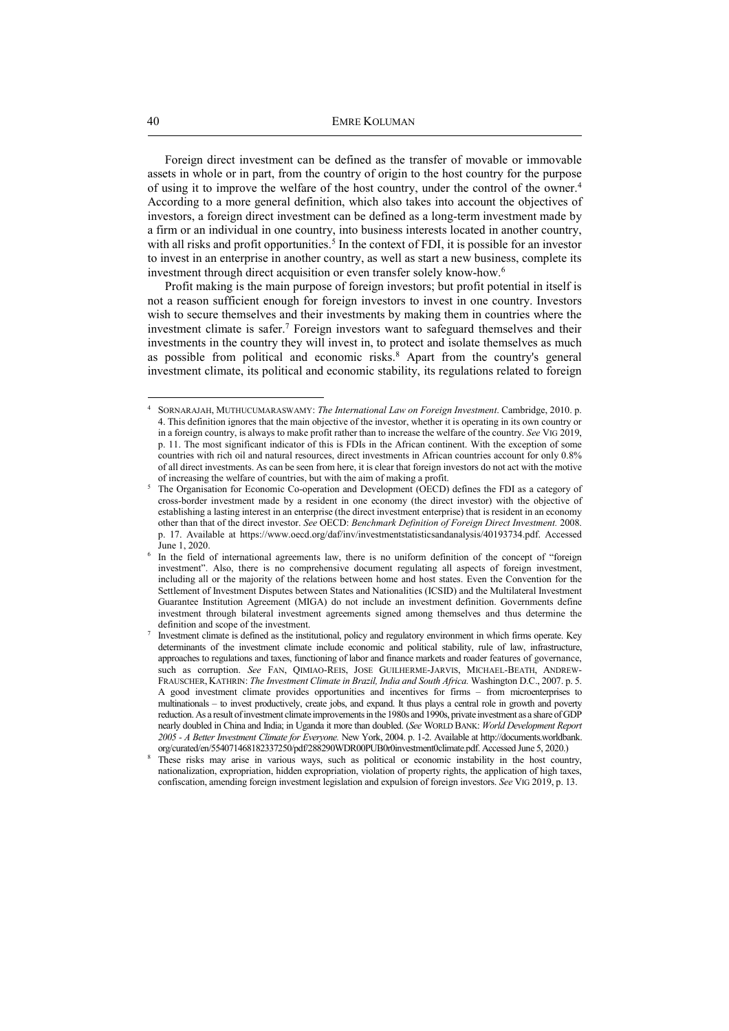Foreign direct investment can be defined as the transfer of movable or immovable assets in whole or in part, from the country of origin to the host country for the purpose of using it to improve the welfare of the host country, under the control of the owner.[4] According to a more general definition, which also takes into account the objectives of investors, a foreign direct investment can be defined as a long-term investment made by a firm or an individual in one country, into business interests located in another country, with all risks and profit opportunities.[5] In the context of FDI, it is possible for an investor to invest in an enterprise in another country, as well as start a new business, complete its investment through direct acquisition or even transfer solely know-how.[6]

Profit making is the main purpose of foreign investors; but profit potential in itself is not a reason sufficient enough for foreign investors to invest in one country. Investors wish to secure themselves and their investments by making them in countries where the investment climate is safer.[7] Foreign investors want to safeguard themselves and their investments in the country they will invest in, to protect and isolate themselves as much as possible from political and economic risks.[8] Apart from the country's general investment climate, its political and economic stability, its regulations related to foreign

---

[4] SORNARAJAH, MUTHUCUMARASWAMY: *The International Law on Foreign Investment*. Cambridge, 2010. p. 4. This definition ignores that the main objective of the investor, whether it is operating in its own country or in a foreign country, is always to make profit rather than to increase the welfare of the country. *See* VIG 2019, p. 11. The most significant indicator of this is FDIs in the African continent. With the exception of some countries with rich oil and natural resources, direct investments in African countries account for only 0.8% of all direct investments. As can be seen from here, it is clear that foreign investors do not act with the motive of increasing the welfare of countries, but with the aim of making a profit.

[5] The Organisation for Economic Co-operation and Development (OECD) defines the FDI as a category of cross-border investment made by a resident in one economy (the direct investor) with the objective of establishing a lasting interest in an enterprise (the direct investment enterprise) that is resident in an economy other than that of the direct investor. *See* OECD: *Benchmark Definition of Foreign Direct Investment.* 2008. p. 17. Available at https://www.oecd.org/daf/inv/investmentstatisticsandanalysis/40193734.pdf. Accessed June 1, 2020.

[6] In the field of international agreements law, there is no uniform definition of the concept of "foreign investment". Also, there is no comprehensive document regulating all aspects of foreign investment, including all or the majority of the relations between home and host states. Even the Convention for the Settlement of Investment Disputes between States and Nationalities (ICSID) and the Multilateral Investment Guarantee Institution Agreement (MIGA) do not include an investment definition. Governments define investment through bilateral investment agreements signed among themselves and thus determine the definition and scope of the investment.

[7] Investment climate is defined as the institutional, policy and regulatory environment in which firms operate. Key determinants of the investment climate include economic and political stability, rule of law, infrastructure, approaches to regulations and taxes, functioning of labor and finance markets and roader features of governance, such as corruption. *See* FAN, QIMIAO-REIS, JOSE GUILHERME-JARVIS, MICHAEL-BEATH, ANDREW-FRAUSCHER, KATHRIN: *The Investment Climate in Brazil, India and South Africa.* Washington D.C., 2007. p. 5. A good investment climate provides opportunities and incentives for firms – from microenterprises to multinationals – to invest productively, create jobs, and expand. It thus plays a central role in growth and poverty reduction. As a result of investment climate improvements in the 1980s and 1990s, private investment as a share of GDP nearly doubled in China and India; in Uganda it more than doubled. (*See* WORLD BANK: *World Development Report 2005 - A Better Investment Climate for Everyone.* New York, 2004. p. 1-2. Available at http://documents.worldbank.org/curated/en/554071468182337250/pdf/288290WDR00PUB0r0investment0climate.pdf. Accessed June 5, 2020.)

[8] These risks may arise in various ways, such as political or economic instability in the host country, nationalization, expropriation, hidden expropriation, violation of property rights, the application of high taxes, confiscation, amending foreign investment legislation and expulsion of foreign investors. *See* VIG 2019, p. 13.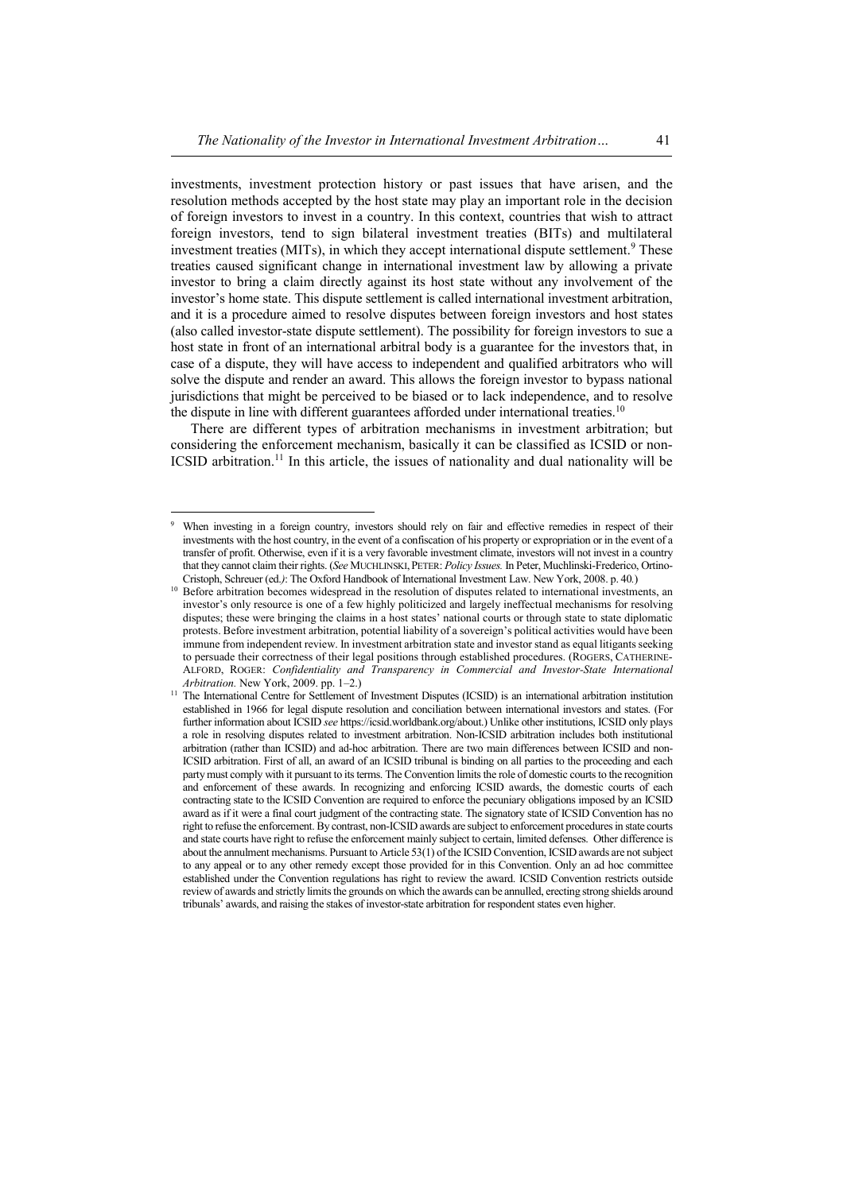investments, investment protection history or past issues that have arisen, and the resolution methods accepted by the host state may play an important role in the decision of foreign investors to invest in a country. In this context, countries that wish to attract foreign investors, tend to sign bilateral investment treaties (BITs) and multilateral investment treaties (MITs), in which they accept international dispute settlement.[9] These treaties caused significant change in international investment law by allowing a private investor to bring a claim directly against its host state without any involvement of the investor's home state. This dispute settlement is called international investment arbitration, and it is a procedure aimed to resolve disputes between foreign investors and host states (also called investor-state dispute settlement). The possibility for foreign investors to sue a host state in front of an international arbitral body is a guarantee for the investors that, in case of a dispute, they will have access to independent and qualified arbitrators who will solve the dispute and render an award. This allows the foreign investor to bypass national jurisdictions that might be perceived to be biased or to lack independence, and to resolve the dispute in line with different guarantees afforded under international treaties.[10]

There are different types of arbitration mechanisms in investment arbitration; but considering the enforcement mechanism, basically it can be classified as ICSID or non-ICSID arbitration.[11] In this article, the issues of nationality and dual nationality will be

---

[9] When investing in a foreign country, investors should rely on fair and effective remedies in respect of their investments with the host country, in the event of a confiscation of his property or expropriation or in the event of a transfer of profit. Otherwise, even if it is a very favorable investment climate, investors will not invest in a country that they cannot claim their rights. (*See* MUCHLINSKI, PETER: *Policy Issues.* In Peter, Muchlinski-Frederico, Ortino-Cristoph, Schreuer (ed.*)*: The Oxford Handbook of International Investment Law. New York, 2008. p. 40*.*)

[10] Before arbitration becomes widespread in the resolution of disputes related to international investments, an investor's only resource is one of a few highly politicized and largely ineffectual mechanisms for resolving disputes; these were bringing the claims in a host states' national courts or through state to state diplomatic protests. Before investment arbitration, potential liability of a sovereign's political activities would have been immune from independent review. In investment arbitration state and investor stand as equal litigants seeking to persuade their correctness of their legal positions through established procedures. (ROGERS, CATHERINE-ALFORD, ROGER: *Confidentiality and Transparency in Commercial and Investor-State International Arbitration.* New York, 2009. pp. 1–2.)

[11] The International Centre for Settlement of Investment Disputes (ICSID) is an international arbitration institution established in 1966 for legal dispute resolution and conciliation between international investors and states. (For further information about ICSID *see* https://icsid.worldbank.org/about.) Unlike other institutions, ICSID only plays a role in resolving disputes related to investment arbitration. Non-ICSID arbitration includes both institutional arbitration (rather than ICSID) and ad-hoc arbitration. There are two main differences between ICSID and non-ICSID arbitration. First of all, an award of an ICSID tribunal is binding on all parties to the proceeding and each party must comply with it pursuant to its terms. The Convention limits the role of domestic courts to the recognition and enforcement of these awards. In recognizing and enforcing ICSID awards, the domestic courts of each contracting state to the ICSID Convention are required to enforce the pecuniary obligations imposed by an ICSID award as if it were a final court judgment of the contracting state. The signatory state of ICSID Convention has no right to refuse the enforcement. By contrast, non-ICSID awards are subject to enforcement procedures in state courts and state courts have right to refuse the enforcement mainly subject to certain, limited defenses. Other difference is about the annulment mechanisms. Pursuant to Article 53(1) of the ICSID Convention, ICSID awards are not subject to any appeal or to any other remedy except those provided for in this Convention. Only an ad hoc committee established under the Convention regulations has right to review the award. ICSID Convention restricts outside review of awards and strictly limits the grounds on which the awards can be annulled, erecting strong shields around tribunals' awards, and raising the stakes of investor-state arbitration for respondent states even higher.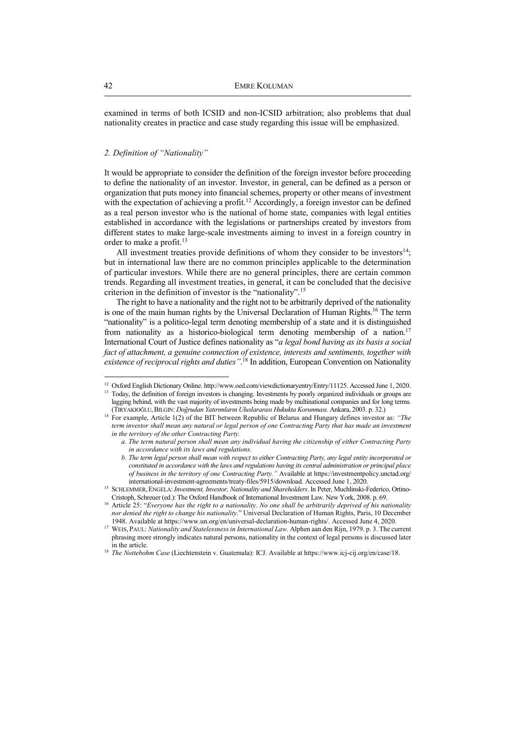examined in terms of both ICSID and non-ICSID arbitration; also problems that dual nationality creates in practice and case study regarding this issue will be emphasized.

### *2. Definition of "Nationality"*

It would be appropriate to consider the definition of the foreign investor before proceeding to define the nationality of an investor. Investor, in general, can be defined as a person or organization that puts money into financial schemes, property or other means of investment with the expectation of achieving a profit.[12] Accordingly, a foreign investor can be defined as a real person investor who is the national of home state, companies with legal entities established in accordance with the legislations or partnerships created by investors from different states to make large-scale investments aiming to invest in a foreign country in order to make a profit.[13]

All investment treaties provide definitions of whom they consider to be investors[14]; but in international law there are no common principles applicable to the determination of particular investors. While there are no general principles, there are certain common trends. Regarding all investment treaties, in general, it can be concluded that the decisive criterion in the definition of investor is the "nationality".[15]

The right to have a nationality and the right not to be arbitrarily deprived of the nationality is one of the main human rights by the Universal Declaration of Human Rights.[16] The term "nationality" is a politico-legal term denoting membership of a state and it is distinguished from nationality as a historico-biological term denoting membership of a nation.[17] International Court of Justice defines nationality as "*a legal bond having as its basis a social fact of attachment, a genuine connection of existence, interests and sentiments, together with existence of reciprocal rights and duties"*.[18] In addition, European Convention on Nationality

---

[12] Oxford English Dictionary Online. http://www.oed.com/viewdictionaryentry/Entry/11125. Accessed June 1, 2020.

[13] Today, the definition of foreign investors is changing. Investments by poorly organized individuals or groups are lagging behind, with the vast majority of investments being made by multinational companies and for long terms. (TIRYAKIOĞLU, BILGIN: *Doğrudan Yatırımların Uluslararası Hukukta Korunması.* Ankara, 2003. p. 32.)

[14] For example, Article 1(2) of the BIT between Republic of Belarus and Hungary defines investor as: *"The term investor shall mean any natural or legal person of one Contracting Party that has made an investment in the territory of the other Contracting Party.*

*a. The term natural person shall mean any individual having the citizenship of either Contracting Party in accordance with its laws and regulations.*

*b. The term legal person shall mean with respect to either Contracting Party, any legal entity incorporated or constituted in accordance with the laws and regulations having its central administration or principal place of business in the territory of one Contracting Party."* Available at https://investmentpolicy.unctad.org/international-investment-agreements/treaty-files/5915/download. Accessed June 1, 2020.

[15] SCHLEMMER, ENGELA: *Investment, Investor, Nationality and Shareholders*. In Peter, Muchlinski-Federico, Ortino-Cristoph, Schreuer (ed.): The Oxford Handbook of International Investment Law. New York, 2008. p. 69.

[16] Article 25: "*Everyone has the right to a nationality. No one shall be arbitrarily deprived of his nationality nor denied the right to change his nationality.*" Universal Declaration of Human Rights, Paris, 10 December 1948. Available at https://www.un.org/en/universal-declaration-human-rights/. Accessed June 4, 2020.

[17] WEIS, PAUL: *Nationality and Statelessness in International Law.* Alphen aan den Rijn, 1979. p. 3. The current phrasing more strongly indicates natural persons, nationality in the context of legal persons is discussed later in the article.

[18] *The Nottebohm Case* (Liechtenstein v. Guatemala): ICJ. Available at https://www.icj-cij.org/en/case/18.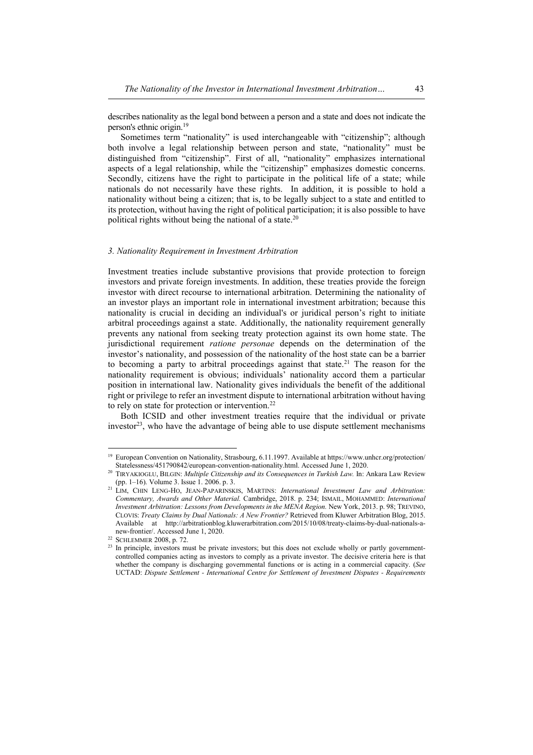describes nationality as the legal bond between a person and a state and does not indicate the person's ethnic origin.[19]

Sometimes term "nationality" is used interchangeable with "citizenship"; although both involve a legal relationship between person and state, "nationality" must be distinguished from "citizenship". First of all, "nationality" emphasizes international aspects of a legal relationship, while the "citizenship" emphasizes domestic concerns. Secondly, citizens have the right to participate in the political life of a state; while nationals do not necessarily have these rights. In addition, it is possible to hold a nationality without being a citizen; that is, to be legally subject to a state and entitled to its protection, without having the right of political participation; it is also possible to have political rights without being the national of a state.[20]

### *3. Nationality Requirement in Investment Arbitration*

Investment treaties include substantive provisions that provide protection to foreign investors and private foreign investments. In addition, these treaties provide the foreign investor with direct recourse to international arbitration. Determining the nationality of an investor plays an important role in international investment arbitration; because this nationality is crucial in deciding an individual's or juridical person's right to initiate arbitral proceedings against a state. Additionally, the nationality requirement generally prevents any national from seeking treaty protection against its own home state. The jurisdictional requirement *ratione personae* depends on the determination of the investor's nationality, and possession of the nationality of the host state can be a barrier to becoming a party to arbitral proceedings against that state.[21] The reason for the nationality requirement is obvious; individuals' nationality accord them a particular position in international law. Nationality gives individuals the benefit of the additional right or privilege to refer an investment dispute to international arbitration without having to rely on state for protection or intervention.[22]

Both ICSID and other investment treaties require that the individual or private investor[23], who have the advantage of being able to use dispute settlement mechanisms

---

[19] European Convention on Nationality, Strasbourg, 6.11.1997. Available at https://www.unhcr.org/protection/Statelessness/451790842/european-convention-nationality.html. Accessed June 1, 2020.

[20] TIRYAKIOGLU, BILGIN: *Multiple Citizenship and its Consequences in Turkish Law.* In: Ankara Law Review (pp. 1–16). Volume 3. Issue 1. 2006. p. 3.

[21] LIM, CHIN LENG-HO, JEAN-PAPARINSKIS, MARTINS: *International Investment Law and Arbitration: Commentary, Awards and Other Material.* Cambridge, 2018. p. 234; ISMAIL, MOHAMMED: *International Investment Arbitration: Lessons from Developments in the MENA Region.* New York, 2013. p. 98; TREVINO, CLOVIS: *Treaty Claims by Dual Nationals: A New Frontier?* Retrieved from Kluwer Arbitration Blog, 2015. Available at http://arbitrationblog.kluwerarbitration.com/2015/10/08/treaty-claims-by-dual-nationals-a-new-frontier/. Accessed June 1, 2020.

[22] SCHLEMMER 2008, p. 72.

[23] In principle, investors must be private investors; but this does not exclude wholly or partly government-controlled companies acting as investors to comply as a private investor. The decisive criteria here is that whether the company is discharging governmental functions or is acting in a commercial capacity. (*See* UCTAD: *Dispute Settlement - International Centre for Settlement of Investment Disputes - Requirements*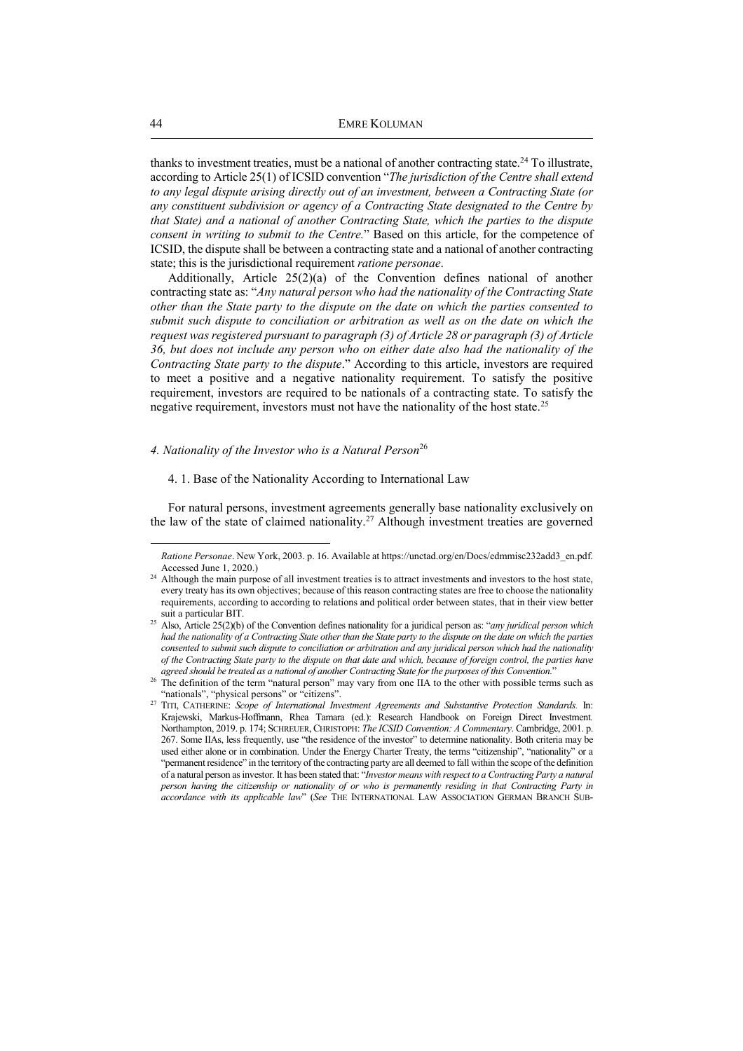thanks to investment treaties, must be a national of another contracting state.[24] To illustrate, according to Article 25(1) of ICSID convention "*The jurisdiction of the Centre shall extend to any legal dispute arising directly out of an investment, between a Contracting State (or any constituent subdivision or agency of a Contracting State designated to the Centre by that State) and a national of another Contracting State, which the parties to the dispute consent in writing to submit to the Centre.*" Based on this article, for the competence of ICSID, the dispute shall be between a contracting state and a national of another contracting state; this is the jurisdictional requirement *ratione personae*.

Additionally, Article 25(2)(a) of the Convention defines national of another contracting state as: "*Any natural person who had the nationality of the Contracting State other than the State party to the dispute on the date on which the parties consented to submit such dispute to conciliation or arbitration as well as on the date on which the request was registered pursuant to paragraph (3) of Article 28 or paragraph (3) of Article 36, but does not include any person who on either date also had the nationality of the Contracting State party to the dispute*." According to this article, investors are required to meet a positive and a negative nationality requirement. To satisfy the positive requirement, investors are required to be nationals of a contracting state. To satisfy the negative requirement, investors must not have the nationality of the host state.[25]

### *4. Nationality of the Investor who is a Natural Person*[26]

#### 4. 1. Base of the Nationality According to International Law

For natural persons, investment agreements generally base nationality exclusively on the law of the state of claimed nationality.[27] Although investment treaties are governed

---

*Ratione Personae*. New York, 2003. p. 16. Available at https://unctad.org/en/Docs/edmmisc232add3_en.pdf. Accessed June 1, 2020.)

[24] Although the main purpose of all investment treaties is to attract investments and investors to the host state, every treaty has its own objectives; because of this reason contracting states are free to choose the nationality requirements, according to according to relations and political order between states, that in their view better suit a particular BIT.

[25] Also, Article 25(2)(b) of the Convention defines nationality for a juridical person as: "*any juridical person which had the nationality of a Contracting State other than the State party to the dispute on the date on which the parties consented to submit such dispute to conciliation or arbitration and any juridical person which had the nationality of the Contracting State party to the dispute on that date and which, because of foreign control, the parties have agreed should be treated as a national of another Contracting State for the purposes of this Convention.*"

[26] The definition of the term "natural person" may vary from one IIA to the other with possible terms such as "nationals", "physical persons" or "citizens".

[27] TITI, CATHERINE: *Scope of International Investment Agreements and Substantive Protection Standards.* In: Krajewski, Markus-Hoffmann, Rhea Tamara (ed.): Research Handbook on Foreign Direct Investment*.* Northampton, 2019. p. 174; SCHREUER, CHRISTOPH: *The ICSID Convention: A Commentary*. Cambridge, 2001. p. 267. Some IIAs, less frequently, use "the residence of the investor" to determine nationality. Both criteria may be used either alone or in combination. Under the Energy Charter Treaty, the terms "citizenship", "nationality" or a "permanent residence" in the territory of the contracting party are all deemed to fall within the scope of the definition of a natural person as investor. It has been stated that: "*Investor means with respect to a Contracting Party a natural person having the citizenship or nationality of or who is permanently residing in that Contracting Party in accordance with its applicable law*" (*See* THE INTERNATIONAL LAW ASSOCIATION GERMAN BRANCH SUB-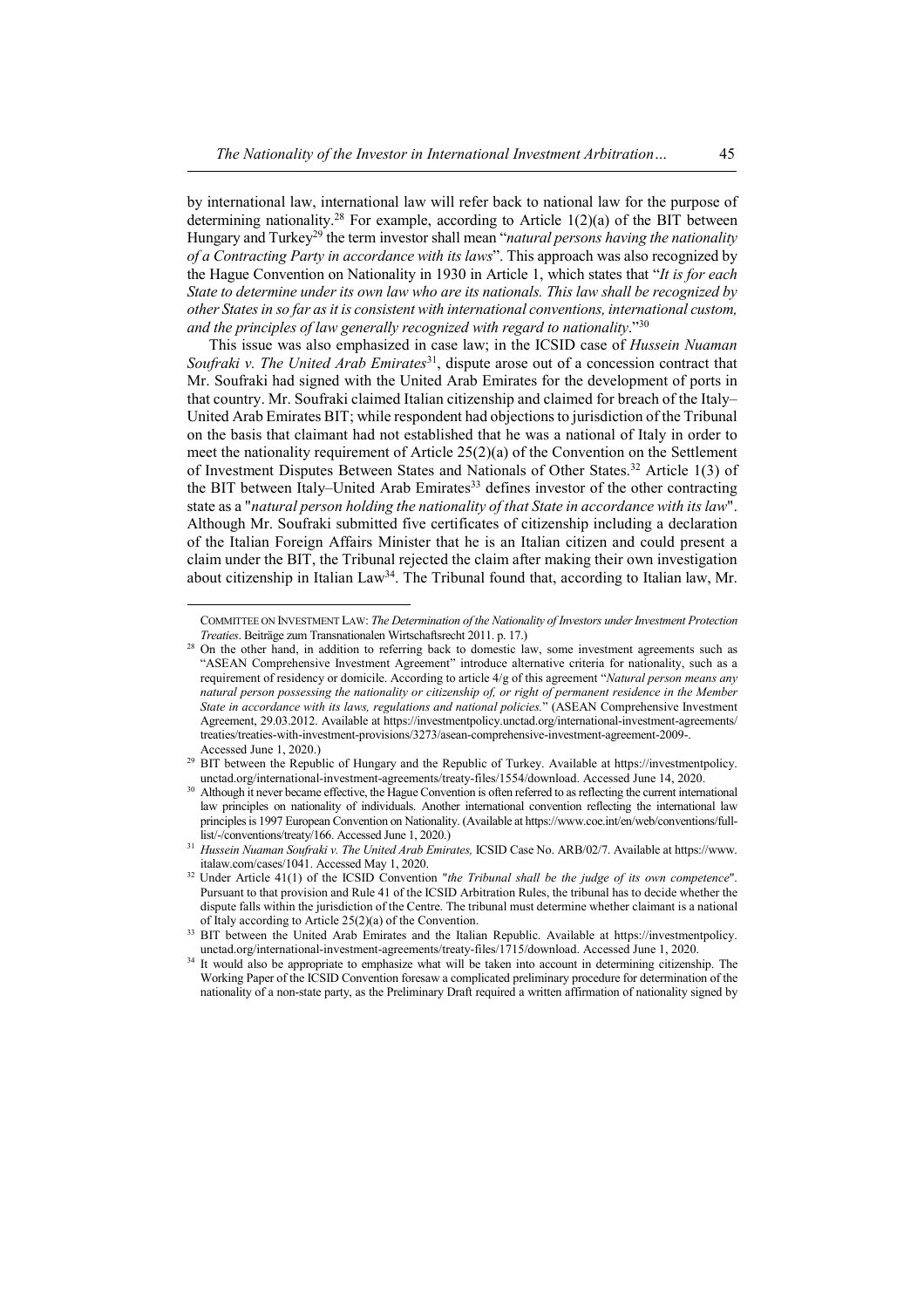by international law, international law will refer back to national law for the purpose of determining nationality.[28] For example, according to Article 1(2)(a) of the BIT between Hungary and Turkey[29] the term investor shall mean "*natural persons having the nationality of a Contracting Party in accordance with its laws*". This approach was also recognized by the Hague Convention on Nationality in 1930 in Article 1, which states that "*It is for each State to determine under its own law who are its nationals. This law shall be recognized by other States in so far as it is consistent with international conventions, international custom, and the principles of law generally recognized with regard to nationality*."[30]

This issue was also emphasized in case law; in the ICSID case of *Hussein Nuaman Soufraki v. The United Arab Emirates*[31], dispute arose out of a concession contract that Mr. Soufraki had signed with the United Arab Emirates for the development of ports in that country. Mr. Soufraki claimed Italian citizenship and claimed for breach of the Italy–United Arab Emirates BIT; while respondent had objections to jurisdiction of the Tribunal on the basis that claimant had not established that he was a national of Italy in order to meet the nationality requirement of Article 25(2)(a) of the Convention on the Settlement of Investment Disputes Between States and Nationals of Other States.[32] Article 1(3) of the BIT between Italy–United Arab Emirates[33] defines investor of the other contracting state as a "*natural person holding the nationality of that State in accordance with its law*". Although Mr. Soufraki submitted five certificates of citizenship including a declaration of the Italian Foreign Affairs Minister that he is an Italian citizen and could present a claim under the BIT, the Tribunal rejected the claim after making their own investigation about citizenship in Italian Law[34]. The Tribunal found that, according to Italian law, Mr.

---

COMMITTEE ON INVESTMENT LAW: *The Determination of the Nationality of Investors under Investment Protection Treaties*. Beiträge zum Transnationalen Wirtschaftsrecht 2011. p. 17.)

[28] On the other hand, in addition to referring back to domestic law, some investment agreements such as "ASEAN Comprehensive Investment Agreement" introduce alternative criteria for nationality, such as a requirement of residency or domicile. According to article 4/g of this agreement "*Natural person means any natural person possessing the nationality or citizenship of, or right of permanent residence in the Member State in accordance with its laws, regulations and national policies.*" (ASEAN Comprehensive Investment Agreement, 29.03.2012. Available at https://investmentpolicy.unctad.org/international-investment-agreements/treaties/treaties-with-investment-provisions/3273/asean-comprehensive-investment-agreement-2009-. Accessed June 1, 2020.)

[29] BIT between the Republic of Hungary and the Republic of Turkey. Available at https://investmentpolicy.unctad.org/international-investment-agreements/treaty-files/1554/download. Accessed June 14, 2020.

[30] Although it never became effective, the Hague Convention is often referred to as reflecting the current international law principles on nationality of individuals. Another international convention reflecting the international law principles is 1997 European Convention on Nationality. (Available at https://www.coe.int/en/web/conventions/full-list/-/conventions/treaty/166. Accessed June 1, 2020.)

[31] *Hussein Nuaman Soufraki v. The United Arab Emirates,* ICSID Case No. ARB/02/7. Available at https://www.italaw.com/cases/1041. Accessed May 1, 2020.

[32] Under Article 41(1) of the ICSID Convention "*the Tribunal shall be the judge of its own competence*". Pursuant to that provision and Rule 41 of the ICSID Arbitration Rules, the tribunal has to decide whether the dispute falls within the jurisdiction of the Centre. The tribunal must determine whether claimant is a national of Italy according to Article 25(2)(a) of the Convention.

[33] BIT between the United Arab Emirates and the Italian Republic. Available at https://investmentpolicy.unctad.org/international-investment-agreements/treaty-files/1715/download. Accessed June 1, 2020.

[34] It would also be appropriate to emphasize what will be taken into account in determining citizenship. The Working Paper of the ICSID Convention foresaw a complicated preliminary procedure for determination of the nationality of a non-state party, as the Preliminary Draft required a written affirmation of nationality signed by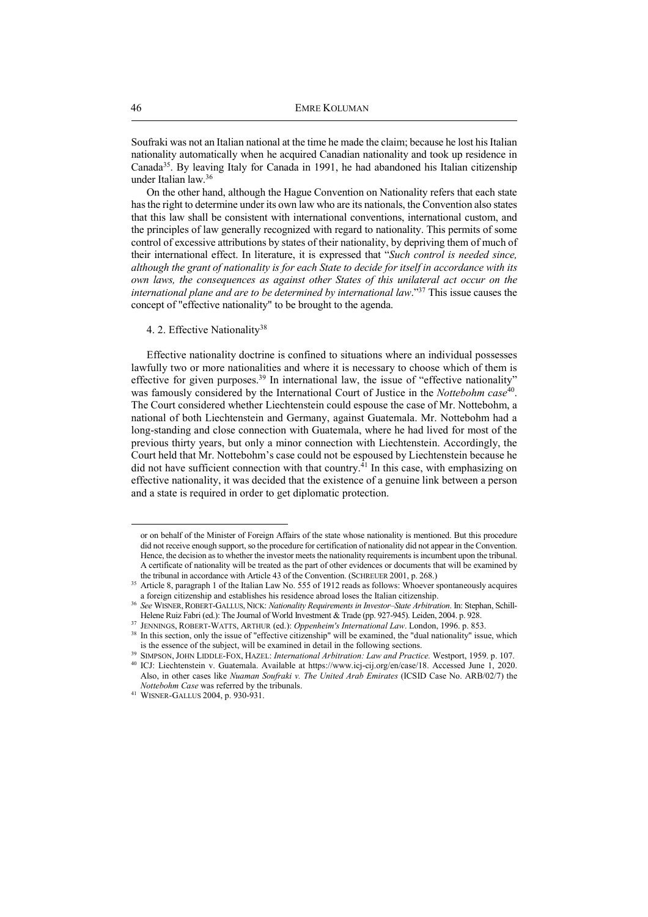Soufraki was not an Italian national at the time he made the claim; because he lost his Italian nationality automatically when he acquired Canadian nationality and took up residence in Canada[35]. By leaving Italy for Canada in 1991, he had abandoned his Italian citizenship under Italian law.[36]

On the other hand, although the Hague Convention on Nationality refers that each state has the right to determine under its own law who are its nationals, the Convention also states that this law shall be consistent with international conventions, international custom, and the principles of law generally recognized with regard to nationality. This permits of some control of excessive attributions by states of their nationality, by depriving them of much of their international effect. In literature, it is expressed that "*Such control is needed since, although the grant of nationality is for each State to decide for itself in accordance with its own laws, the consequences as against other States of this unilateral act occur on the international plane and are to be determined by international law*."[37] This issue causes the concept of "effective nationality" to be brought to the agenda.

### 4. 2. Effective Nationality[38]

Effective nationality doctrine is confined to situations where an individual possesses lawfully two or more nationalities and where it is necessary to choose which of them is effective for given purposes.[39] In international law, the issue of "effective nationality" was famously considered by the International Court of Justice in the *Nottebohm case*[40]. The Court considered whether Liechtenstein could espouse the case of Mr. Nottebohm, a national of both Liechtenstein and Germany, against Guatemala. Mr. Nottebohm had a long-standing and close connection with Guatemala, where he had lived for most of the previous thirty years, but only a minor connection with Liechtenstein. Accordingly, the Court held that Mr. Nottebohm's case could not be espoused by Liechtenstein because he did not have sufficient connection with that country.[41] In this case, with emphasizing on effective nationality, it was decided that the existence of a genuine link between a person and a state is required in order to get diplomatic protection.

---

or on behalf of the Minister of Foreign Affairs of the state whose nationality is mentioned. But this procedure did not receive enough support, so the procedure for certification of nationality did not appear in the Convention. Hence, the decision as to whether the investor meets the nationality requirements is incumbent upon the tribunal. A certificate of nationality will be treated as the part of other evidences or documents that will be examined by the tribunal in accordance with Article 43 of the Convention. (SCHREUER 2001, p. 268.)

[35] Article 8, paragraph 1 of the Italian Law No. 555 of 1912 reads as follows: Whoever spontaneously acquires a foreign citizenship and establishes his residence abroad loses the Italian citizenship.

[36] *See* WISNER, ROBERT-GALLUS, NICK: *Nationality Requirements in Investor–State Arbitration*. In: Stephan, Schill-Helene Ruiz Fabri (ed.): The Journal of World Investment & Trade (pp. 927-945). Leiden, 2004. p. 928.

[37] JENNINGS, ROBERT-WATTS, ARTHUR (ed.): *Oppenheim's International Law*. London, 1996. p. 853.

[38] In this section, only the issue of "effective citizenship" will be examined, the "dual nationality" issue, which is the essence of the subject, will be examined in detail in the following sections.

[39] SIMPSON, JOHN LIDDLE-FOX, HAZEL: *International Arbitration: Law and Practice.* Westport, 1959. p. 107.

[40] ICJ: Liechtenstein v. Guatemala. Available at https://www.icj-cij.org/en/case/18. Accessed June 1, 2020. Also, in other cases like *Nuaman Soufraki v. The United Arab Emirates* (ICSID Case No. ARB/02/7) the *Nottebohm Case* was referred by the tribunals.

[41] WISNER-GALLUS 2004, p. 930-931.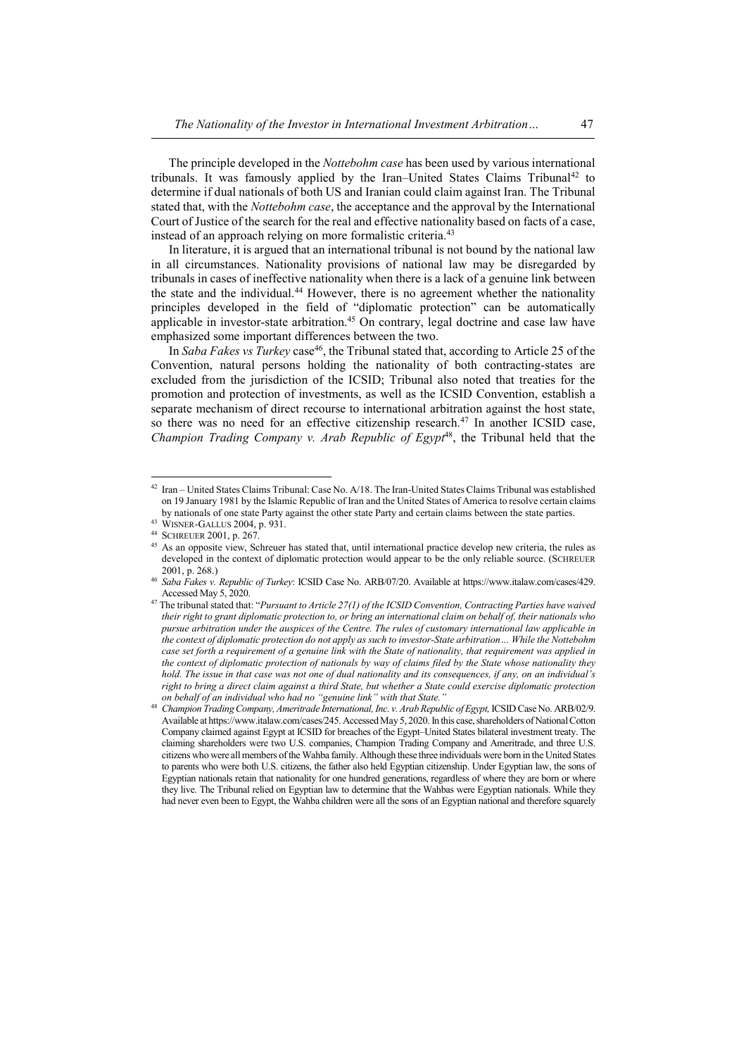The principle developed in the *Nottebohm case* has been used by various international tribunals. It was famously applied by the Iran–United States Claims Tribunal[42] to determine if dual nationals of both US and Iranian could claim against Iran. The Tribunal stated that, with the *Nottebohm case*, the acceptance and the approval by the International Court of Justice of the search for the real and effective nationality based on facts of a case, instead of an approach relying on more formalistic criteria.[43]

In literature, it is argued that an international tribunal is not bound by the national law in all circumstances. Nationality provisions of national law may be disregarded by tribunals in cases of ineffective nationality when there is a lack of a genuine link between the state and the individual.[44] However, there is no agreement whether the nationality principles developed in the field of "diplomatic protection" can be automatically applicable in investor-state arbitration.[45] On contrary, legal doctrine and case law have emphasized some important differences between the two.

In *Saba Fakes vs Turkey* case[46], the Tribunal stated that, according to Article 25 of the Convention, natural persons holding the nationality of both contracting-states are excluded from the jurisdiction of the ICSID; Tribunal also noted that treaties for the promotion and protection of investments, as well as the ICSID Convention, establish a separate mechanism of direct recourse to international arbitration against the host state, so there was no need for an effective citizenship research.[47] In another ICSID case, *Champion Trading Company v. Arab Republic of Egypt*[48], the Tribunal held that the

---

[42] Iran – United States Claims Tribunal: Case No. A/18. The Iran-United States Claims Tribunal was established on 19 January 1981 by the Islamic Republic of Iran and the United States of America to resolve certain claims by nationals of one state Party against the other state Party and certain claims between the state parties.

[43] WISNER-GALLUS 2004, p. 931.

[44] SCHREUER 2001, p. 267.

[45] As an opposite view, Schreuer has stated that, until international practice develop new criteria, the rules as developed in the context of diplomatic protection would appear to be the only reliable source. (SCHREUER 2001, p. 268.)

[46] *Saba Fakes v. Republic of Turkey*: ICSID Case No. ARB/07/20. Available at https://www.italaw.com/cases/429. Accessed May 5, 2020.

[47] The tribunal stated that: "*Pursuant to Article 27(1) of the ICSID Convention, Contracting Parties have waived their right to grant diplomatic protection to, or bring an international claim on behalf of, their nationals who pursue arbitration under the auspices of the Centre. The rules of customary international law applicable in the context of diplomatic protection do not apply as such to investor-State arbitration… While the Nottebohm case set forth a requirement of a genuine link with the State of nationality, that requirement was applied in the context of diplomatic protection of nationals by way of claims filed by the State whose nationality they hold. The issue in that case was not one of dual nationality and its consequences, if any, on an individual's right to bring a direct claim against a third State, but whether a State could exercise diplomatic protection on behalf of an individual who had no "genuine link" with that State.*"

[48] *Champion Trading Company, Ameritrade International, Inc. v. Arab Republic of Egypt,* ICSID Case No. ARB/02/9. Available at https://www.italaw.com/cases/245. Accessed May 5, 2020. In this case, shareholders of National Cotton Company claimed against Egypt at ICSID for breaches of the Egypt–United States bilateral investment treaty. The claiming shareholders were two U.S. companies, Champion Trading Company and Ameritrade, and three U.S. citizens who were all members of the Wahba family. Although these three individuals were born in the United States to parents who were both U.S. citizens, the father also held Egyptian citizenship. Under Egyptian law, the sons of Egyptian nationals retain that nationality for one hundred generations, regardless of where they are born or where they live. The Tribunal relied on Egyptian law to determine that the Wahbas were Egyptian nationals. While they had never even been to Egypt, the Wahba children were all the sons of an Egyptian national and therefore squarely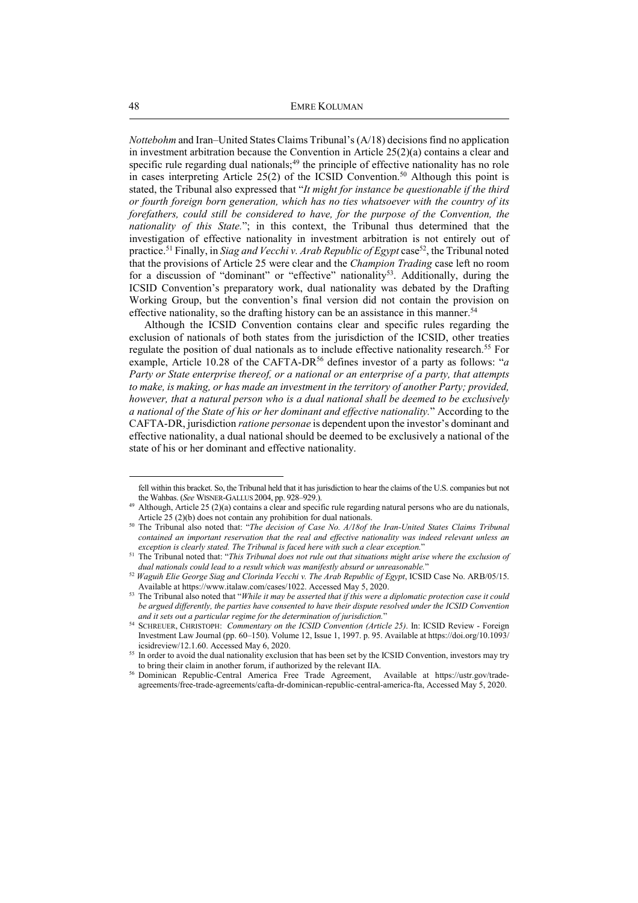*Nottebohm* and Iran–United States Claims Tribunal's (A/18) decisions find no application in investment arbitration because the Convention in Article 25(2)(a) contains a clear and specific rule regarding dual nationals;[49] the principle of effective nationality has no role in cases interpreting Article 25(2) of the ICSID Convention.[50] Although this point is stated, the Tribunal also expressed that "*It might for instance be questionable if the third or fourth foreign born generation, which has no ties whatsoever with the country of its forefathers, could still be considered to have, for the purpose of the Convention, the nationality of this State.*"; in this context, the Tribunal thus determined that the investigation of effective nationality in investment arbitration is not entirely out of practice.[51] Finally, in *Siag and Vecchi v. Arab Republic of Egypt* case[52], the Tribunal noted that the provisions of Article 25 were clear and the *Champion Trading* case left no room for a discussion of "dominant" or "effective" nationality[53]. Additionally, during the ICSID Convention's preparatory work, dual nationality was debated by the Drafting Working Group, but the convention's final version did not contain the provision on effective nationality, so the drafting history can be an assistance in this manner.[54]

Although the ICSID Convention contains clear and specific rules regarding the exclusion of nationals of both states from the jurisdiction of the ICSID, other treaties regulate the position of dual nationals as to include effective nationality research.[55] For example, Article 10.28 of the CAFTA-DR[56] defines investor of a party as follows: "*a Party or State enterprise thereof, or a national or an enterprise of a party, that attempts to make, is making, or has made an investment in the territory of another Party; provided, however, that a natural person who is a dual national shall be deemed to be exclusively a national of the State of his or her dominant and effective nationality.*" According to the CAFTA-DR, jurisdiction *ratione personae* is dependent upon the investor's dominant and effective nationality, a dual national should be deemed to be exclusively a national of the state of his or her dominant and effective nationality.

---

fell within this bracket. So, the Tribunal held that it has jurisdiction to hear the claims of the U.S. companies but not the Wahbas. (*See* WISNER-GALLUS 2004, pp. 928–929.).

[49] Although, Article 25 (2)(a) contains a clear and specific rule regarding natural persons who are du nationals, Article 25 (2)(b) does not contain any prohibition for dual nationals.

[50] The Tribunal also noted that: "*The decision of Case No. A/18of the Iran-United States Claims Tribunal contained an important reservation that the real and effective nationality was indeed relevant unless an exception is clearly stated. The Tribunal is faced here with such a clear exception.*"

[51] The Tribunal noted that: "*This Tribunal does not rule out that situations might arise where the exclusion of dual nationals could lead to a result which was manifestly absurd or unreasonable.*"

[52] *Waguih Elie George Siag and Clorinda Vecchi v. The Arab Republic of Egypt*, ICSID Case No. ARB/05/15. Available at https://www.italaw.com/cases/1022. Accessed May 5, 2020.

[53] The Tribunal also noted that "*While it may be asserted that if this were a diplomatic protection case it could be argued differently, the parties have consented to have their dispute resolved under the ICSID Convention and it sets out a particular regime for the determination of jurisdiction.*"

[54] SCHREUER, CHRISTOPH: *Commentary on the ICSID Convention (Article 25)*. In: ICSID Review - Foreign Investment Law Journal (pp. 60–150). Volume 12, Issue 1, 1997. p. 95. Available at https://doi.org/10.1093/icsidreview/12.1.60. Accessed May 6, 2020.

[55] In order to avoid the dual nationality exclusion that has been set by the ICSID Convention, investors may try to bring their claim in another forum, if authorized by the relevant IIA.

[56] Dominican Republic-Central America Free Trade Agreement, Available at https://ustr.gov/trade-agreements/free-trade-agreements/cafta-dr-dominican-republic-central-america-fta, Accessed May 5, 2020.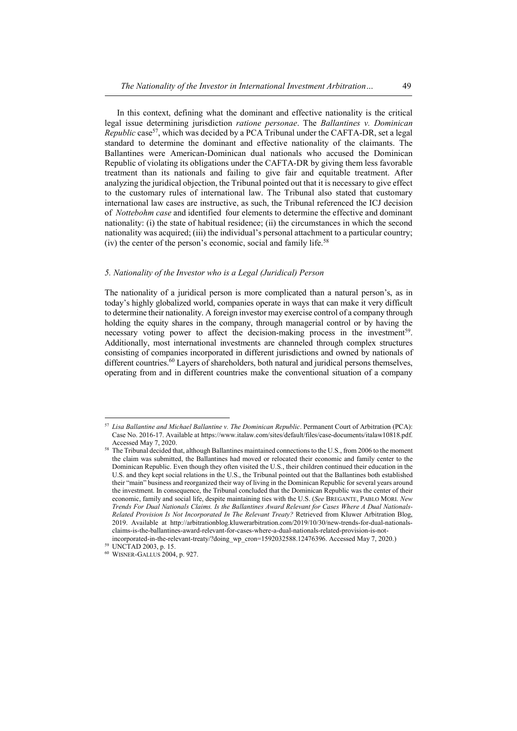In this context, defining what the dominant and effective nationality is the critical legal issue determining jurisdiction *ratione personae*. The *Ballantines v. Dominican Republic* case[57], which was decided by a PCA Tribunal under the CAFTA-DR, set a legal standard to determine the dominant and effective nationality of the claimants. The Ballantines were American-Dominican dual nationals who accused the Dominican Republic of violating its obligations under the CAFTA-DR by giving them less favorable treatment than its nationals and failing to give fair and equitable treatment. After analyzing the juridical objection, the Tribunal pointed out that it is necessary to give effect to the customary rules of international law. The Tribunal also stated that customary international law cases are instructive, as such, the Tribunal referenced the ICJ decision of *Nottebohm case* and identified four elements to determine the effective and dominant nationality: (i) the state of habitual residence; (ii) the circumstances in which the second nationality was acquired; (iii) the individual's personal attachment to a particular country; (iv) the center of the person's economic, social and family life.[58]

### *5. Nationality of the Investor who is a Legal (Juridical) Person*

The nationality of a juridical person is more complicated than a natural person's, as in today's highly globalized world, companies operate in ways that can make it very difficult to determine their nationality. A foreign investor may exercise control of a company through holding the equity shares in the company, through managerial control or by having the necessary voting power to affect the decision-making process in the investment[59]. Additionally, most international investments are channeled through complex structures consisting of companies incorporated in different jurisdictions and owned by nationals of different countries.[60] Layers of shareholders, both natural and juridical persons themselves, operating from and in different countries make the conventional situation of a company

---

[57] *Lisa Ballantine and Michael Ballantine v. The Dominican Republic*. Permanent Court of Arbitration (PCA): Case No. 2016-17. Available at https://www.italaw.com/sites/default/files/case-documents/italaw10818.pdf. Accessed May 7, 2020.

[58] The Tribunal decided that, although Ballantines maintained connections to the U.S., from 2006 to the moment the claim was submitted, the Ballantines had moved or relocated their economic and family center to the Dominican Republic. Even though they often visited the U.S., their children continued their education in the U.S. and they kept social relations in the U.S., the Tribunal pointed out that the Ballantines both established their "main" business and reorganized their way of living in the Dominican Republic for several years around the investment. In consequence, the Tribunal concluded that the Dominican Republic was the center of their economic, family and social life, despite maintaining ties with the U.S. (*See* BREGANTE, PABLO MORI. *New Trends For Dual Nationals Claims. Is the Ballantines Award Relevant for Cases Where A Dual Nationals-Related Provision Is Not Incorporated In The Relevant Treaty?* Retrieved from Kluwer Arbitration Blog, 2019. Available at http://arbitrationblog.kluwerarbitration.com/2019/10/30/new-trends-for-dual-nationals-claims-is-the-ballantines-award-relevant-for-cases-where-a-dual-nationals-related-provision-is-not-incorporated-in-the-relevant-treaty/?doing_wp_cron=1592032588.12476396. Accessed May 7, 2020.)

[59] UNCTAD 2003, p. 15.

[60] WISNER-GALLUS 2004, p. 927.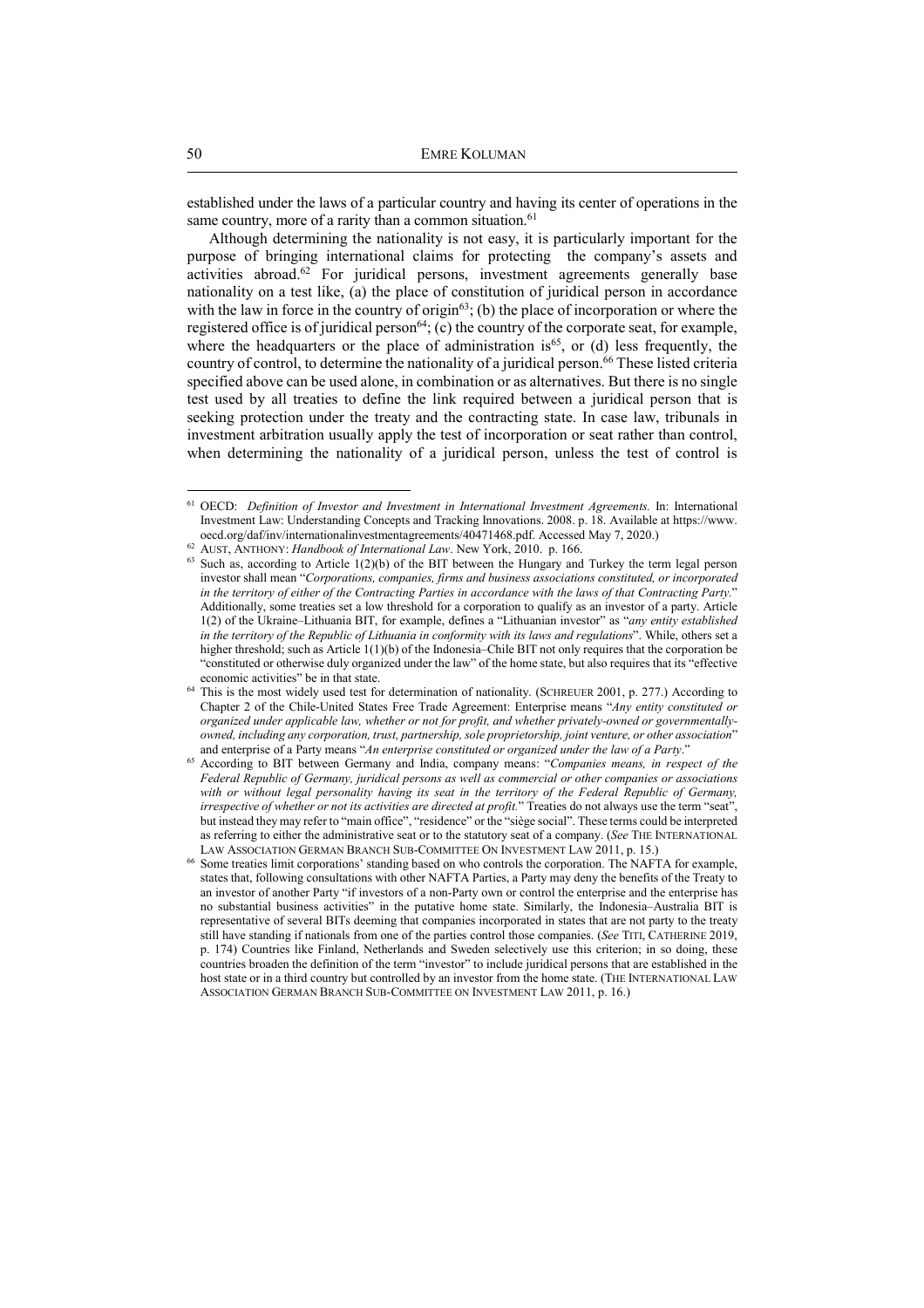established under the laws of a particular country and having its center of operations in the same country, more of a rarity than a common situation.[61]

Although determining the nationality is not easy, it is particularly important for the purpose of bringing international claims for protecting the company's assets and activities abroad.[62] For juridical persons, investment agreements generally base nationality on a test like, (a) the place of constitution of juridical person in accordance with the law in force in the country of origin[63]; (b) the place of incorporation or where the registered office is of juridical person[64]; (c) the country of the corporate seat, for example, where the headquarters or the place of administration is[65], or (d) less frequently, the country of control, to determine the nationality of a juridical person.[66] These listed criteria specified above can be used alone, in combination or as alternatives. But there is no single test used by all treaties to define the link required between a juridical person that is seeking protection under the treaty and the contracting state. In case law, tribunals in investment arbitration usually apply the test of incorporation or seat rather than control, when determining the nationality of a juridical person, unless the test of control is

---

[61] OECD: *Definition of Investor and Investment in International Investment Agreements.* In: International Investment Law: Understanding Concepts and Tracking Innovations. 2008. p. 18. Available at https://www.oecd.org/daf/inv/internationalinvestmentagreements/40471468.pdf. Accessed May 7, 2020.)

[62] AUST, ANTHONY: *Handbook of International Law*. New York, 2010. p. 166.

[63] Such as, according to Article 1(2)(b) of the BIT between the Hungary and Turkey the term legal person investor shall mean "*Corporations, companies, firms and business associations constituted, or incorporated in the territory of either of the Contracting Parties in accordance with the laws of that Contracting Party.*" Additionally, some treaties set a low threshold for a corporation to qualify as an investor of a party. Article 1(2) of the Ukraine–Lithuania BIT, for example, defines a "Lithuanian investor" as "*any entity established in the territory of the Republic of Lithuania in conformity with its laws and regulations*". While, others set a higher threshold; such as Article 1(1)(b) of the Indonesia–Chile BIT not only requires that the corporation be "constituted or otherwise duly organized under the law" of the home state, but also requires that its "effective economic activities" be in that state.

[64] This is the most widely used test for determination of nationality. (SCHREUER 2001, p. 277.) According to Chapter 2 of the Chile-United States Free Trade Agreement: Enterprise means "*Any entity constituted or organized under applicable law, whether or not for profit, and whether privately-owned or governmentally-owned, including any corporation, trust, partnership, sole proprietorship, joint venture, or other association*" and enterprise of a Party means "*An enterprise constituted or organized under the law of a Party*."

[65] According to BIT between Germany and India, company means: "*Companies means, in respect of the Federal Republic of Germany, juridical persons as well as commercial or other companies or associations with or without legal personality having its seat in the territory of the Federal Republic of Germany, irrespective of whether or not its activities are directed at profit.*" Treaties do not always use the term "seat", but instead they may refer to "main office", "residence" or the "siège social". These terms could be interpreted as referring to either the administrative seat or to the statutory seat of a company. (*See* THE INTERNATIONAL LAW ASSOCIATION GERMAN BRANCH SUB-COMMITTEE ON INVESTMENT LAW 2011, p. 15.)

[66] Some treaties limit corporations' standing based on who controls the corporation. The NAFTA for example, states that, following consultations with other NAFTA Parties, a Party may deny the benefits of the Treaty to an investor of another Party "if investors of a non-Party own or control the enterprise and the enterprise has no substantial business activities" in the putative home state. Similarly, the Indonesia–Australia BIT is representative of several BITs deeming that companies incorporated in states that are not party to the treaty still have standing if nationals from one of the parties control those companies. (*See* TITI, CATHERINE 2019, p. 174) Countries like Finland, Netherlands and Sweden selectively use this criterion; in so doing, these countries broaden the definition of the term "investor" to include juridical persons that are established in the host state or in a third country but controlled by an investor from the home state. (THE INTERNATIONAL LAW ASSOCIATION GERMAN BRANCH SUB-COMMITTEE ON INVESTMENT LAW 2011, p. 16.)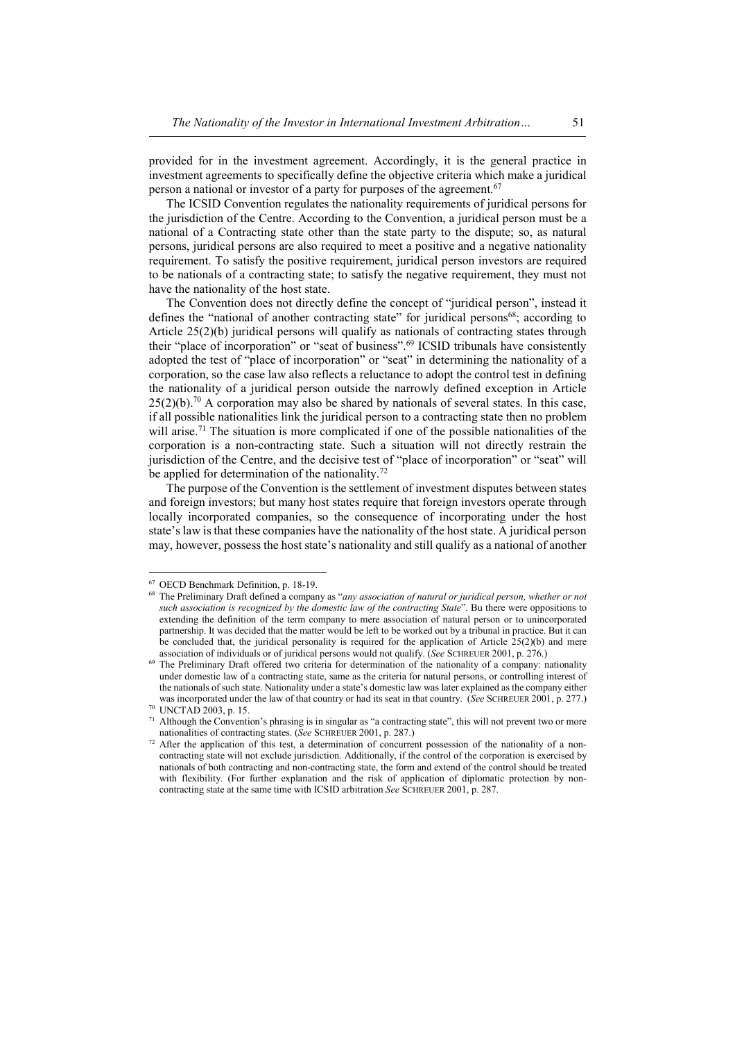provided for in the investment agreement. Accordingly, it is the general practice in investment agreements to specifically define the objective criteria which make a juridical person a national or investor of a party for purposes of the agreement.[67]

The ICSID Convention regulates the nationality requirements of juridical persons for the jurisdiction of the Centre. According to the Convention, a juridical person must be a national of a Contracting state other than the state party to the dispute; so, as natural persons, juridical persons are also required to meet a positive and a negative nationality requirement. To satisfy the positive requirement, juridical person investors are required to be nationals of a contracting state; to satisfy the negative requirement, they must not have the nationality of the host state.

The Convention does not directly define the concept of "juridical person", instead it defines the "national of another contracting state" for juridical persons[68]; according to Article 25(2)(b) juridical persons will qualify as nationals of contracting states through their "place of incorporation" or "seat of business".[69] ICSID tribunals have consistently adopted the test of "place of incorporation" or "seat" in determining the nationality of a corporation, so the case law also reflects a reluctance to adopt the control test in defining the nationality of a juridical person outside the narrowly defined exception in Article 25(2)(b).[70] A corporation may also be shared by nationals of several states. In this case, if all possible nationalities link the juridical person to a contracting state then no problem will arise.[71] The situation is more complicated if one of the possible nationalities of the corporation is a non-contracting state. Such a situation will not directly restrain the jurisdiction of the Centre, and the decisive test of "place of incorporation" or "seat" will be applied for determination of the nationality.[72]

The purpose of the Convention is the settlement of investment disputes between states and foreign investors; but many host states require that foreign investors operate through locally incorporated companies, so the consequence of incorporating under the host state's law is that these companies have the nationality of the host state. A juridical person may, however, possess the host state's nationality and still qualify as a national of another

---

[67] OECD Benchmark Definition, p. 18-19.

[68] The Preliminary Draft defined a company as "*any association of natural or juridical person, whether or not such association is recognized by the domestic law of the contracting State*". Bu there were oppositions to extending the definition of the term company to mere association of natural person or to unincorporated partnership. It was decided that the matter would be left to be worked out by a tribunal in practice. But it can be concluded that, the juridical personality is required for the application of Article 25(2)(b) and mere association of individuals or of juridical persons would not qualify. (*See* SCHREUER 2001, p. 276.)

[69] The Preliminary Draft offered two criteria for determination of the nationality of a company: nationality under domestic law of a contracting state, same as the criteria for natural persons, or controlling interest of the nationals of such state. Nationality under a state's domestic law was later explained as the company either was incorporated under the law of that country or had its seat in that country. (*See* SCHREUER 2001, p. 277.)

[70] UNCTAD 2003, p. 15.

[71] Although the Convention's phrasing is in singular as "a contracting state", this will not prevent two or more nationalities of contracting states. (*See* SCHREUER 2001, p. 287.)

[72] After the application of this test, a determination of concurrent possession of the nationality of a non-contracting state will not exclude jurisdiction. Additionally, if the control of the corporation is exercised by nationals of both contracting and non-contracting state, the form and extend of the control should be treated with flexibility. (For further explanation and the risk of application of diplomatic protection by non-contracting state at the same time with ICSID arbitration *See* SCHREUER 2001, p. 287.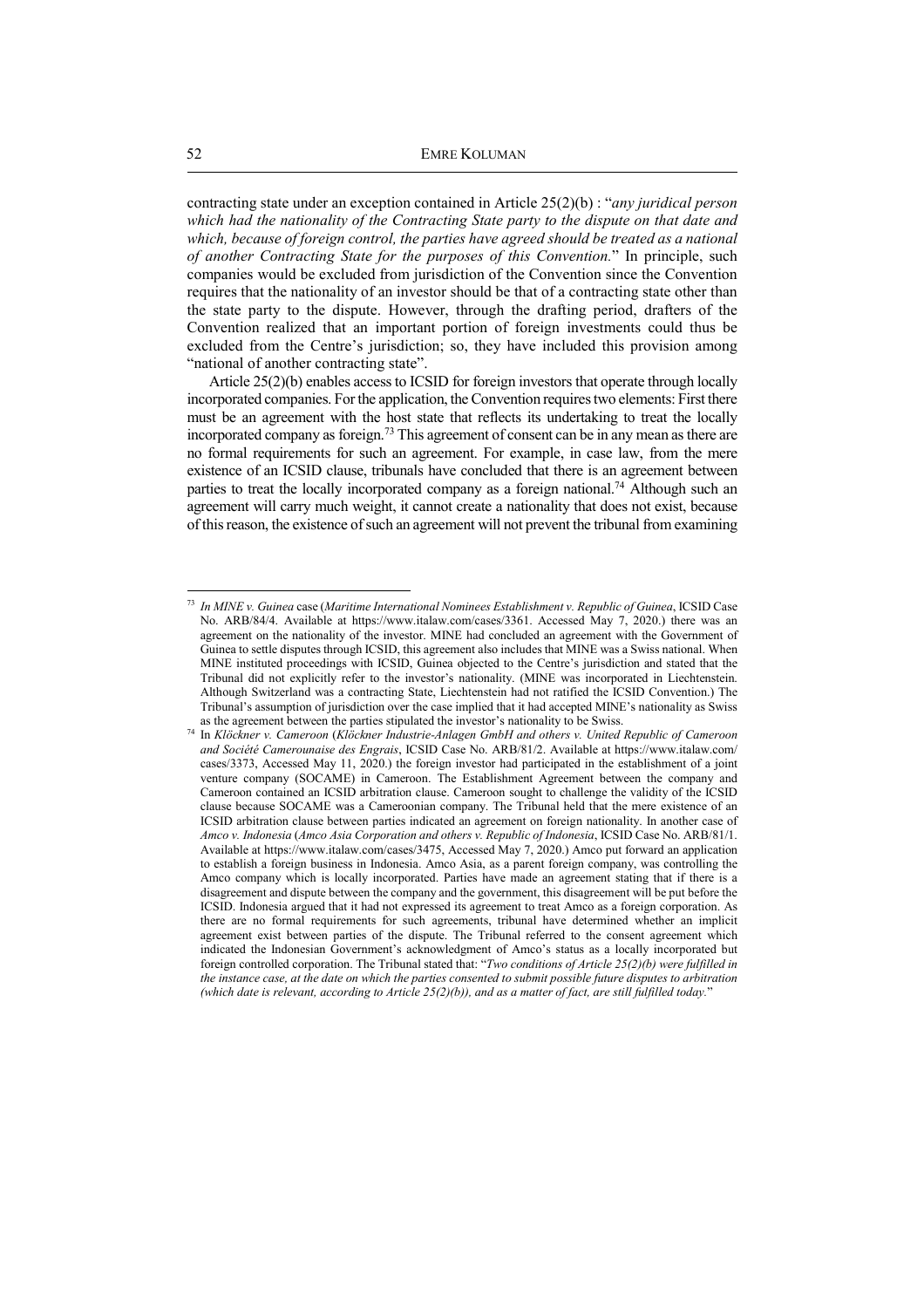contracting state under an exception contained in Article 25(2)(b) : "*any juridical person which had the nationality of the Contracting State party to the dispute on that date and which, because of foreign control, the parties have agreed should be treated as a national of another Contracting State for the purposes of this Convention.*" In principle, such companies would be excluded from jurisdiction of the Convention since the Convention requires that the nationality of an investor should be that of a contracting state other than the state party to the dispute. However, through the drafting period, drafters of the Convention realized that an important portion of foreign investments could thus be excluded from the Centre's jurisdiction; so, they have included this provision among "national of another contracting state".

Article 25(2)(b) enables access to ICSID for foreign investors that operate through locally incorporated companies. For the application, the Convention requires two elements: First there must be an agreement with the host state that reflects its undertaking to treat the locally incorporated company as foreign.[73] This agreement of consent can be in any mean as there are no formal requirements for such an agreement. For example, in case law, from the mere existence of an ICSID clause, tribunals have concluded that there is an agreement between parties to treat the locally incorporated company as a foreign national.[74] Although such an agreement will carry much weight, it cannot create a nationality that does not exist, because of this reason, the existence of such an agreement will not prevent the tribunal from examining

---

[73] *In MINE v. Guinea* case (*Maritime International Nominees Establishment v. Republic of Guinea*, ICSID Case No. ARB/84/4. Available at https://www.italaw.com/cases/3361. Accessed May 7, 2020.) there was an agreement on the nationality of the investor. MINE had concluded an agreement with the Government of Guinea to settle disputes through ICSID, this agreement also includes that MINE was a Swiss national. When MINE instituted proceedings with ICSID, Guinea objected to the Centre's jurisdiction and stated that the Tribunal did not explicitly refer to the investor's nationality. (MINE was incorporated in Liechtenstein. Although Switzerland was a contracting State, Liechtenstein had not ratified the ICSID Convention.) The Tribunal's assumption of jurisdiction over the case implied that it had accepted MINE's nationality as Swiss as the agreement between the parties stipulated the investor's nationality to be Swiss.

[74] In *Klöckner v. Cameroon* (*Klöckner Industrie-Anlagen GmbH and others v. United Republic of Cameroon and Société Camerounaise des Engrais*, ICSID Case No. ARB/81/2. Available at https://www.italaw.com/cases/3373, Accessed May 11, 2020.) the foreign investor had participated in the establishment of a joint venture company (SOCAME) in Cameroon. The Establishment Agreement between the company and Cameroon contained an ICSID arbitration clause. Cameroon sought to challenge the validity of the ICSID clause because SOCAME was a Cameroonian company. The Tribunal held that the mere existence of an ICSID arbitration clause between parties indicated an agreement on foreign nationality. In another case of *Amco v. Indonesia* (*Amco Asia Corporation and others v. Republic of Indonesia*, ICSID Case No. ARB/81/1. Available at https://www.italaw.com/cases/3475, Accessed May 7, 2020.) Amco put forward an application to establish a foreign business in Indonesia. Amco Asia, as a parent foreign company, was controlling the Amco company which is locally incorporated. Parties have made an agreement stating that if there is a disagreement and dispute between the company and the government, this disagreement will be put before the ICSID. Indonesia argued that it had not expressed its agreement to treat Amco as a foreign corporation. As there are no formal requirements for such agreements, tribunal have determined whether an implicit agreement exist between parties of the dispute. The Tribunal referred to the consent agreement which indicated the Indonesian Government's acknowledgment of Amco's status as a locally incorporated but foreign controlled corporation. The Tribunal stated that: "*Two conditions of Article 25(2)(b) were fulfilled in the instance case, at the date on which the parties consented to submit possible future disputes to arbitration (which date is relevant, according to Article 25(2)(b)), and as a matter of fact, are still fulfilled today.*"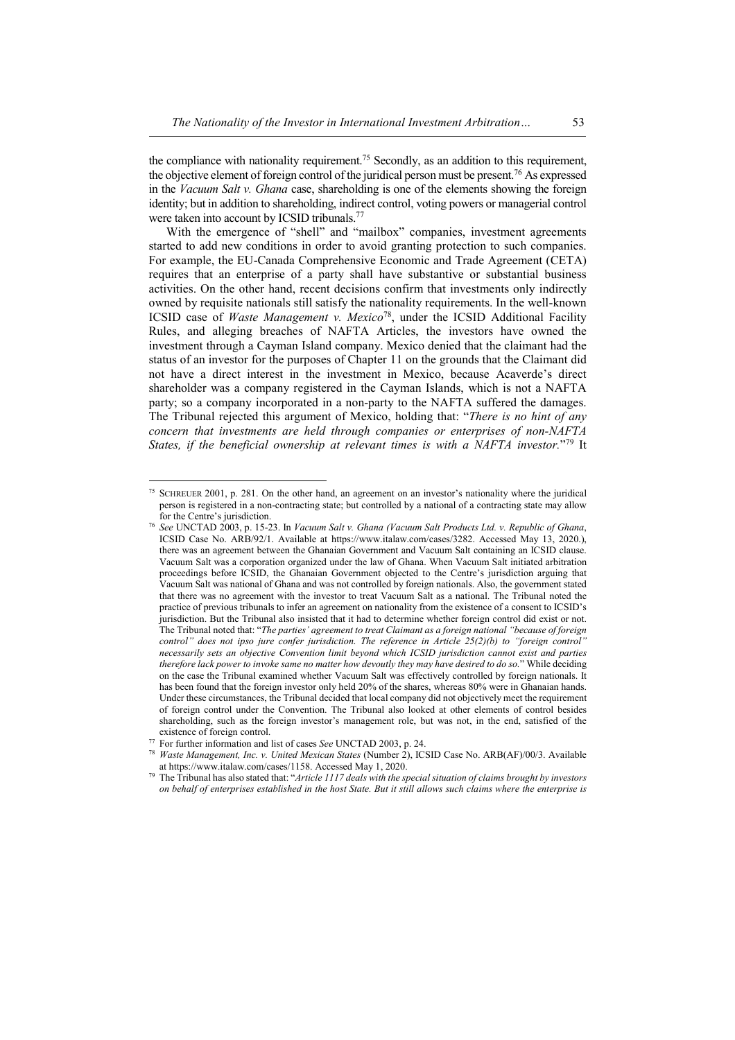the compliance with nationality requirement.[75] Secondly, as an addition to this requirement, the objective element of foreign control of the juridical person must be present.[76] As expressed in the *Vacuum Salt v. Ghana* case, shareholding is one of the elements showing the foreign identity; but in addition to shareholding, indirect control, voting powers or managerial control were taken into account by ICSID tribunals.[77]

With the emergence of "shell" and "mailbox" companies, investment agreements started to add new conditions in order to avoid granting protection to such companies. For example, the EU-Canada Comprehensive Economic and Trade Agreement (CETA) requires that an enterprise of a party shall have substantive or substantial business activities. On the other hand, recent decisions confirm that investments only indirectly owned by requisite nationals still satisfy the nationality requirements. In the well-known ICSID case of *Waste Management v. Mexico*[78], under the ICSID Additional Facility Rules, and alleging breaches of NAFTA Articles, the investors have owned the investment through a Cayman Island company. Mexico denied that the claimant had the status of an investor for the purposes of Chapter 11 on the grounds that the Claimant did not have a direct interest in the investment in Mexico, because Acaverde's direct shareholder was a company registered in the Cayman Islands, which is not a NAFTA party; so a company incorporated in a non-party to the NAFTA suffered the damages. The Tribunal rejected this argument of Mexico, holding that: "*There is no hint of any concern that investments are held through companies or enterprises of non-NAFTA States, if the beneficial ownership at relevant times is with a NAFTA investor.*"[79] It

---

[75] SCHREUER 2001, p. 281. On the other hand, an agreement on an investor's nationality where the juridical person is registered in a non-contracting state; but controlled by a national of a contracting state may allow for the Centre's jurisdiction.

[76] *See* UNCTAD 2003, p. 15-23. In *Vacuum Salt v. Ghana (Vacuum Salt Products Ltd. v. Republic of Ghana*, ICSID Case No. ARB/92/1. Available at https://www.italaw.com/cases/3282. Accessed May 13, 2020.), there was an agreement between the Ghanaian Government and Vacuum Salt containing an ICSID clause. Vacuum Salt was a corporation organized under the law of Ghana. When Vacuum Salt initiated arbitration proceedings before ICSID, the Ghanaian Government objected to the Centre's jurisdiction arguing that Vacuum Salt was national of Ghana and was not controlled by foreign nationals. Also, the government stated that there was no agreement with the investor to treat Vacuum Salt as a national. The Tribunal noted the practice of previous tribunals to infer an agreement on nationality from the existence of a consent to ICSID's jurisdiction. But the Tribunal also insisted that it had to determine whether foreign control did exist or not. The Tribunal noted that: "*The parties' agreement to treat Claimant as a foreign national "because of foreign control" does not ipso jure confer jurisdiction. The reference in Article 25(2)(b) to "foreign control" necessarily sets an objective Convention limit beyond which ICSID jurisdiction cannot exist and parties therefore lack power to invoke same no matter how devoutly they may have desired to do so.*" While deciding on the case the Tribunal examined whether Vacuum Salt was effectively controlled by foreign nationals. It has been found that the foreign investor only held 20% of the shares, whereas 80% were in Ghanaian hands. Under these circumstances, the Tribunal decided that local company did not objectively meet the requirement of foreign control under the Convention. The Tribunal also looked at other elements of control besides shareholding, such as the foreign investor's management role, but was not, in the end, satisfied of the existence of foreign control.

[77] For further information and list of cases *See* UNCTAD 2003, p. 24.

[78] *Waste Management, Inc. v. United Mexican States* (Number 2), ICSID Case No. ARB(AF)/00/3. Available at https://www.italaw.com/cases/1158. Accessed May 1, 2020.

[79] The Tribunal has also stated that: "*Article 1117 deals with the special situation of claims brought by investors on behalf of enterprises established in the host State. But it still allows such claims where the enterprise is*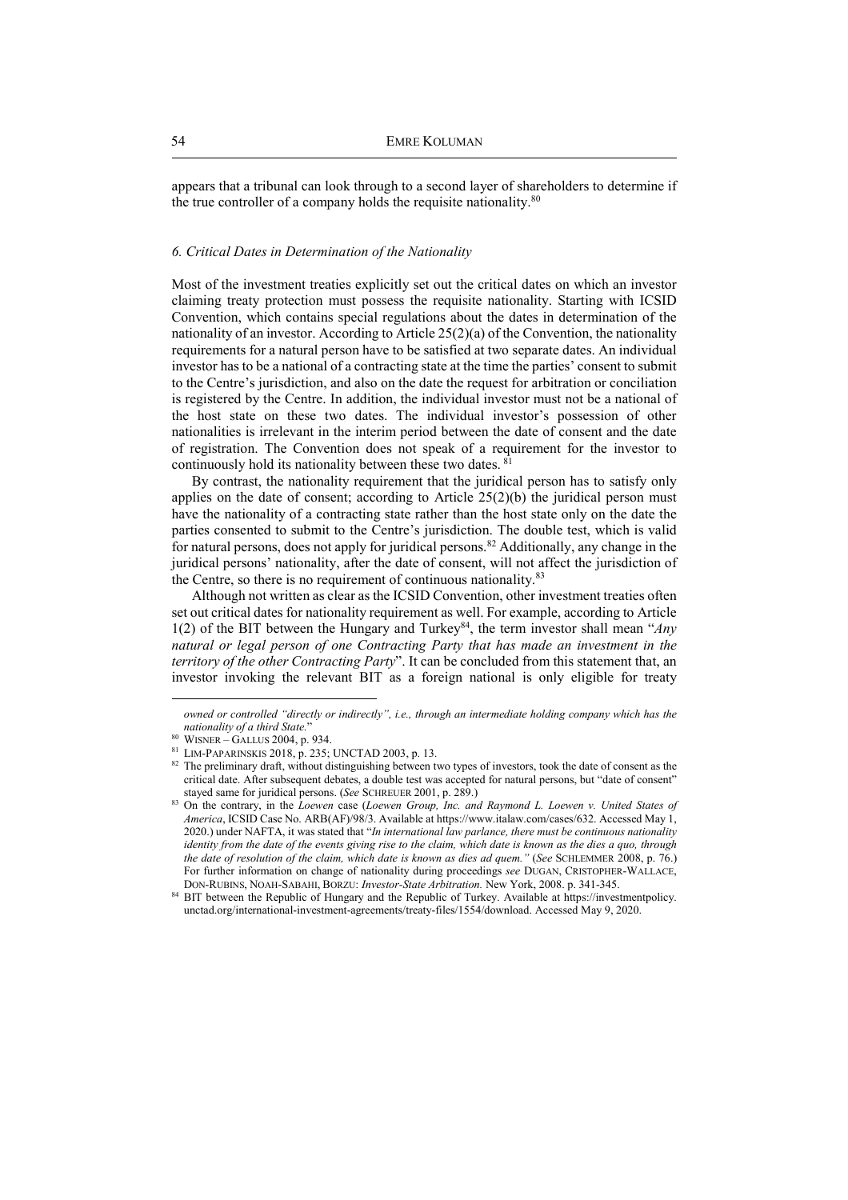appears that a tribunal can look through to a second layer of shareholders to determine if the true controller of a company holds the requisite nationality.[80]

### *6. Critical Dates in Determination of the Nationality*

Most of the investment treaties explicitly set out the critical dates on which an investor claiming treaty protection must possess the requisite nationality. Starting with ICSID Convention, which contains special regulations about the dates in determination of the nationality of an investor. According to Article 25(2)(a) of the Convention, the nationality requirements for a natural person have to be satisfied at two separate dates. An individual investor has to be a national of a contracting state at the time the parties' consent to submit to the Centre's jurisdiction, and also on the date the request for arbitration or conciliation is registered by the Centre. In addition, the individual investor must not be a national of the host state on these two dates. The individual investor's possession of other nationalities is irrelevant in the interim period between the date of consent and the date of registration. The Convention does not speak of a requirement for the investor to continuously hold its nationality between these two dates.[81]

By contrast, the nationality requirement that the juridical person has to satisfy only applies on the date of consent; according to Article 25(2)(b) the juridical person must have the nationality of a contracting state rather than the host state only on the date the parties consented to submit to the Centre's jurisdiction. The double test, which is valid for natural persons, does not apply for juridical persons.[82] Additionally, any change in the juridical persons' nationality, after the date of consent, will not affect the jurisdiction of the Centre, so there is no requirement of continuous nationality.[83]

Although not written as clear as the ICSID Convention, other investment treaties often set out critical dates for nationality requirement as well. For example, according to Article 1(2) of the BIT between the Hungary and Turkey[84], the term investor shall mean "*Any natural or legal person of one Contracting Party that has made an investment in the territory of the other Contracting Party*". It can be concluded from this statement that, an investor invoking the relevant BIT as a foreign national is only eligible for treaty

---

*owned or controlled "directly or indirectly", i.e., through an intermediate holding company which has the nationality of a third State.*"

[80] WISNER – GALLUS 2004, p. 934.

[81] LIM-PAPARINSKIS 2018, p. 235; UNCTAD 2003, p. 13.

[82] The preliminary draft, without distinguishing between two types of investors, took the date of consent as the critical date. After subsequent debates, a double test was accepted for natural persons, but "date of consent" stayed same for juridical persons. (*See* SCHREUER 2001, p. 289.)

[83] On the contrary, in the *Loewen* case (*Loewen Group, Inc. and Raymond L. Loewen v. United States of America*, ICSID Case No. ARB(AF)/98/3. Available at https://www.italaw.com/cases/632. Accessed May 1, 2020.) under NAFTA, it was stated that "*In international law parlance, there must be continuous nationality identity from the date of the events giving rise to the claim, which date is known as the dies a quo, through the date of resolution of the claim, which date is known as dies ad quem.*" (*See* SCHLEMMER 2008, p. 76.) For further information on change of nationality during proceedings *see* DUGAN, CRISTOPHER-WALLACE, DON-RUBINS, NOAH-SABAHI, BORZU: *Investor-State Arbitration.* New York, 2008. p. 341-345.

[84] BIT between the Republic of Hungary and the Republic of Turkey. Available at https://investmentpolicy.unctad.org/international-investment-agreements/treaty-files/1554/download. Accessed May 9, 2020.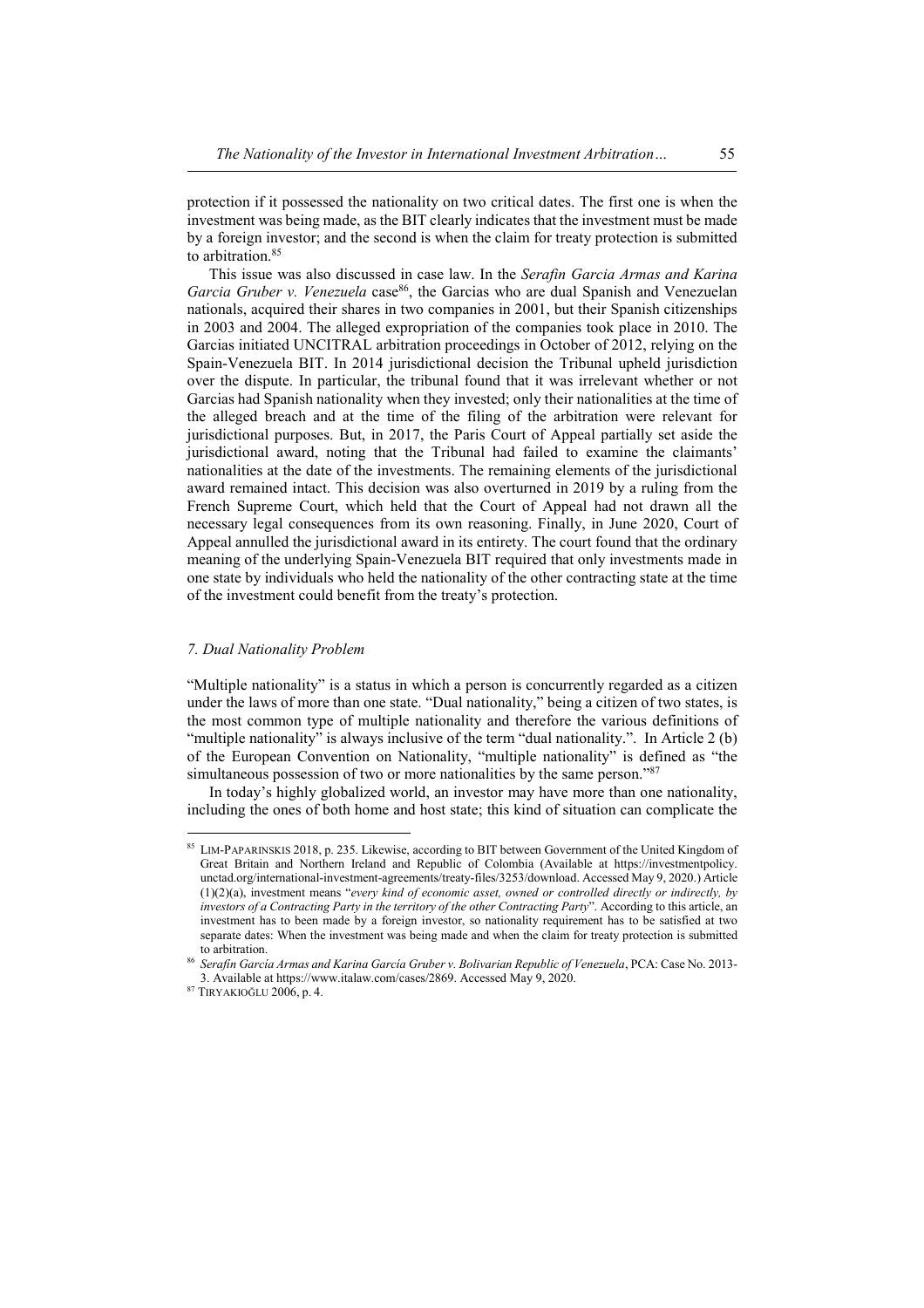protection if it possessed the nationality on two critical dates. The first one is when the investment was being made, as the BIT clearly indicates that the investment must be made by a foreign investor; and the second is when the claim for treaty protection is submitted to arbitration.[85]

This issue was also discussed in case law. In the *Serafin Garcia Armas and Karina Garcia Gruber v. Venezuela* case[86], the Garcias who are dual Spanish and Venezuelan nationals, acquired their shares in two companies in 2001, but their Spanish citizenships in 2003 and 2004. The alleged expropriation of the companies took place in 2010. The Garcias initiated UNCITRAL arbitration proceedings in October of 2012, relying on the Spain-Venezuela BIT. In 2014 jurisdictional decision the Tribunal upheld jurisdiction over the dispute. In particular, the tribunal found that it was irrelevant whether or not Garcias had Spanish nationality when they invested; only their nationalities at the time of the alleged breach and at the time of the filing of the arbitration were relevant for jurisdictional purposes. But, in 2017, the Paris Court of Appeal partially set aside the jurisdictional award, noting that the Tribunal had failed to examine the claimants' nationalities at the date of the investments. The remaining elements of the jurisdictional award remained intact. This decision was also overturned in 2019 by a ruling from the French Supreme Court, which held that the Court of Appeal had not drawn all the necessary legal consequences from its own reasoning. Finally, in June 2020, Court of Appeal annulled the jurisdictional award in its entirety. The court found that the ordinary meaning of the underlying Spain-Venezuela BIT required that only investments made in one state by individuals who held the nationality of the other contracting state at the time of the investment could benefit from the treaty's protection.

### *7. Dual Nationality Problem*

"Multiple nationality" is a status in which a person is concurrently regarded as a citizen under the laws of more than one state. "Dual nationality," being a citizen of two states, is the most common type of multiple nationality and therefore the various definitions of "multiple nationality" is always inclusive of the term "dual nationality.". In Article 2 (b) of the European Convention on Nationality, "multiple nationality" is defined as "the simultaneous possession of two or more nationalities by the same person."[87]

In today's highly globalized world, an investor may have more than one nationality, including the ones of both home and host state; this kind of situation can complicate the

---

[85] LIM-PAPARINSKIS 2018, p. 235. Likewise, according to BIT between Government of the United Kingdom of Great Britain and Northern Ireland and Republic of Colombia (Available at https://investmentpolicy.unctad.org/international-investment-agreements/treaty-files/3253/download. Accessed May 9, 2020.) Article (1)(2)(a), investment means "*every kind of economic asset, owned or controlled directly or indirectly, by investors of a Contracting Party in the territory of the other Contracting Party*". According to this article, an investment has to been made by a foreign investor, so nationality requirement has to be satisfied at two separate dates: When the investment was being made and when the claim for treaty protection is submitted to arbitration.

[86] *Serafín García Armas and Karina García Gruber v. Bolivarian Republic of Venezuela*, PCA: Case No. 2013-3. Available at https://www.italaw.com/cases/2869. Accessed May 9, 2020.

[87] TIRYAKIOĞLU 2006, p. 4.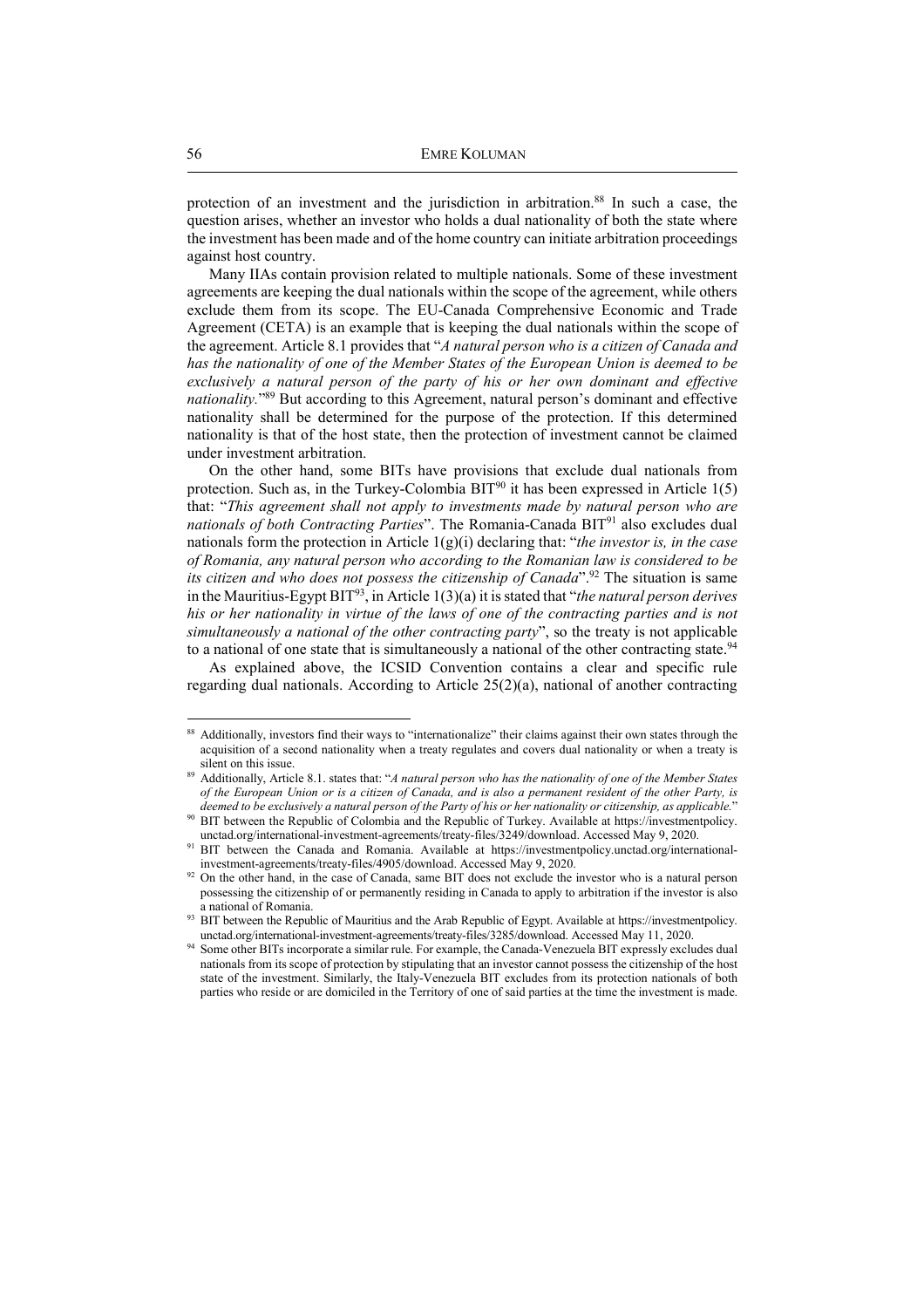protection of an investment and the jurisdiction in arbitration.[88] In such a case, the question arises, whether an investor who holds a dual nationality of both the state where the investment has been made and of the home country can initiate arbitration proceedings against host country.

Many IIAs contain provision related to multiple nationals. Some of these investment agreements are keeping the dual nationals within the scope of the agreement, while others exclude them from its scope. The EU-Canada Comprehensive Economic and Trade Agreement (CETA) is an example that is keeping the dual nationals within the scope of the agreement. Article 8.1 provides that "*A natural person who is a citizen of Canada and has the nationality of one of the Member States of the European Union is deemed to be exclusively a natural person of the party of his or her own dominant and effective nationality.*"[89] But according to this Agreement, natural person's dominant and effective nationality shall be determined for the purpose of the protection. If this determined nationality is that of the host state, then the protection of investment cannot be claimed under investment arbitration.

On the other hand, some BITs have provisions that exclude dual nationals from protection. Such as, in the Turkey-Colombia BIT[90] it has been expressed in Article 1(5) that: "*This agreement shall not apply to investments made by natural person who are nationals of both Contracting Parties*". The Romania-Canada BIT[91] also excludes dual nationals form the protection in Article 1(g)(i) declaring that: "*the investor is, in the case of Romania, any natural person who according to the Romanian law is considered to be its citizen and who does not possess the citizenship of Canada*".[92] The situation is same in the Mauritius-Egypt BIT[93], in Article 1(3)(a) it is stated that "*the natural person derives his or her nationality in virtue of the laws of one of the contracting parties and is not simultaneously a national of the other contracting party*", so the treaty is not applicable to a national of one state that is simultaneously a national of the other contracting state.[94]

As explained above, the ICSID Convention contains a clear and specific rule regarding dual nationals. According to Article 25(2)(a), national of another contracting

---

[88] Additionally, investors find their ways to "internationalize" their claims against their own states through the acquisition of a second nationality when a treaty regulates and covers dual nationality or when a treaty is silent on this issue.

[89] Additionally, Article 8.1. states that: "*A natural person who has the nationality of one of the Member States of the European Union or is a citizen of Canada, and is also a permanent resident of the other Party, is deemed to be exclusively a natural person of the Party of his or her nationality or citizenship, as applicable.*"

[90] BIT between the Republic of Colombia and the Republic of Turkey. Available at https://investmentpolicy.unctad.org/international-investment-agreements/treaty-files/3249/download. Accessed May 9, 2020.

[91] BIT between the Canada and Romania. Available at https://investmentpolicy.unctad.org/international-investment-agreements/treaty-files/4905/download. Accessed May 9, 2020.

[92] On the other hand, in the case of Canada, same BIT does not exclude the investor who is a natural person possessing the citizenship of or permanently residing in Canada to apply to arbitration if the investor is also a national of Romania.

[93] BIT between the Republic of Mauritius and the Arab Republic of Egypt. Available at https://investmentpolicy.unctad.org/international-investment-agreements/treaty-files/3285/download. Accessed May 11, 2020.

[94] Some other BITs incorporate a similar rule. For example, the Canada-Venezuela BIT expressly excludes dual nationals from its scope of protection by stipulating that an investor cannot possess the citizenship of the host state of the investment. Similarly, the Italy-Venezuela BIT excludes from its protection nationals of both parties who reside or are domiciled in the Territory of one of said parties at the time the investment is made.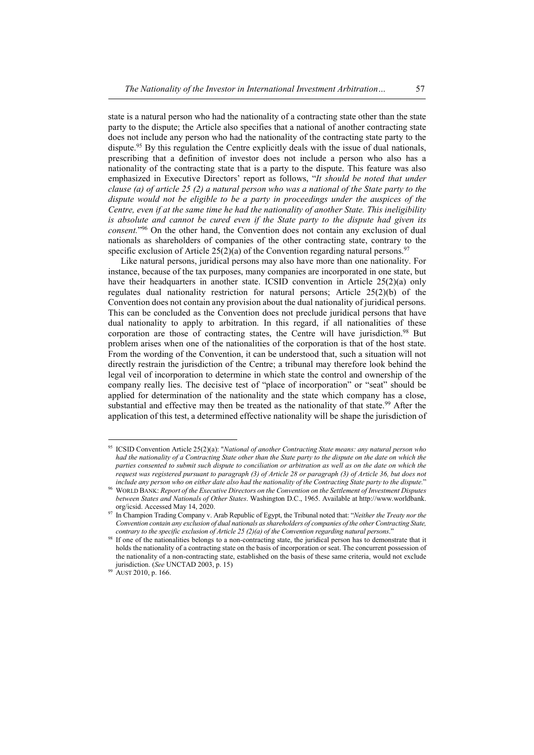state is a natural person who had the nationality of a contracting state other than the state party to the dispute; the Article also specifies that a national of another contracting state does not include any person who had the nationality of the contracting state party to the dispute.[95] By this regulation the Centre explicitly deals with the issue of dual nationals, prescribing that a definition of investor does not include a person who also has a nationality of the contracting state that is a party to the dispute. This feature was also emphasized in Executive Directors' report as follows, "*It should be noted that under clause (a) of article 25 (2) a natural person who was a national of the State party to the dispute would not be eligible to be a party in proceedings under the auspices of the Centre, even if at the same time he had the nationality of another State. This ineligibility is absolute and cannot be cured even if the State party to the dispute had given its consent.*"[96] On the other hand, the Convention does not contain any exclusion of dual nationals as shareholders of companies of the other contracting state, contrary to the specific exclusion of Article 25(2)(a) of the Convention regarding natural persons.[97]

Like natural persons, juridical persons may also have more than one nationality. For instance, because of the tax purposes, many companies are incorporated in one state, but have their headquarters in another state. ICSID convention in Article 25(2)(a) only regulates dual nationality restriction for natural persons; Article 25(2)(b) of the Convention does not contain any provision about the dual nationality of juridical persons. This can be concluded as the Convention does not preclude juridical persons that have dual nationality to apply to arbitration. In this regard, if all nationalities of these corporation are those of contracting states, the Centre will have jurisdiction.[98] But problem arises when one of the nationalities of the corporation is that of the host state. From the wording of the Convention, it can be understood that, such a situation will not directly restrain the jurisdiction of the Centre; a tribunal may therefore look behind the legal veil of incorporation to determine in which state the control and ownership of the company really lies. The decisive test of "place of incorporation" or "seat" should be applied for determination of the nationality and the state which company has a close, substantial and effective may then be treated as the nationality of that state.[99] After the application of this test, a determined effective nationality will be shape the jurisdiction of

---

[95] ICSID Convention Article 25(2)(a): "*National of another Contracting State means: any natural person who had the nationality of a Contracting State other than the State party to the dispute on the date on which the parties consented to submit such dispute to conciliation or arbitration as well as on the date on which the request was registered pursuant to paragraph (3) of Article 28 or paragraph (3) of Article 36, but does not include any person who on either date also had the nationality of the Contracting State party to the dispute.*"

[96] WORLD BANK: *Report of the Executive Directors on the Convention on the Settlement of Investment Disputes between States and Nationals of Other States*. Washington D.C., 1965. Available at http://www.worldbank.org/icsid. Accessed May 14, 2020.

[97] In Champion Trading Company v. Arab Republic of Egypt, the Tribunal noted that: "*Neither the Treaty nor the Convention contain any exclusion of dual nationals as shareholders of companies of the other Contracting State, contrary to the specific exclusion of Article 25 (2)(a) of the Convention regarding natural persons*."

[98] If one of the nationalities belongs to a non-contracting state, the juridical person has to demonstrate that it holds the nationality of a contracting state on the basis of incorporation or seat. The concurrent possession of the nationality of a non-contracting state, established on the basis of these same criteria, would not exclude jurisdiction. (*See* UNCTAD 2003, p. 15)

[99] AUST 2010, p. 166.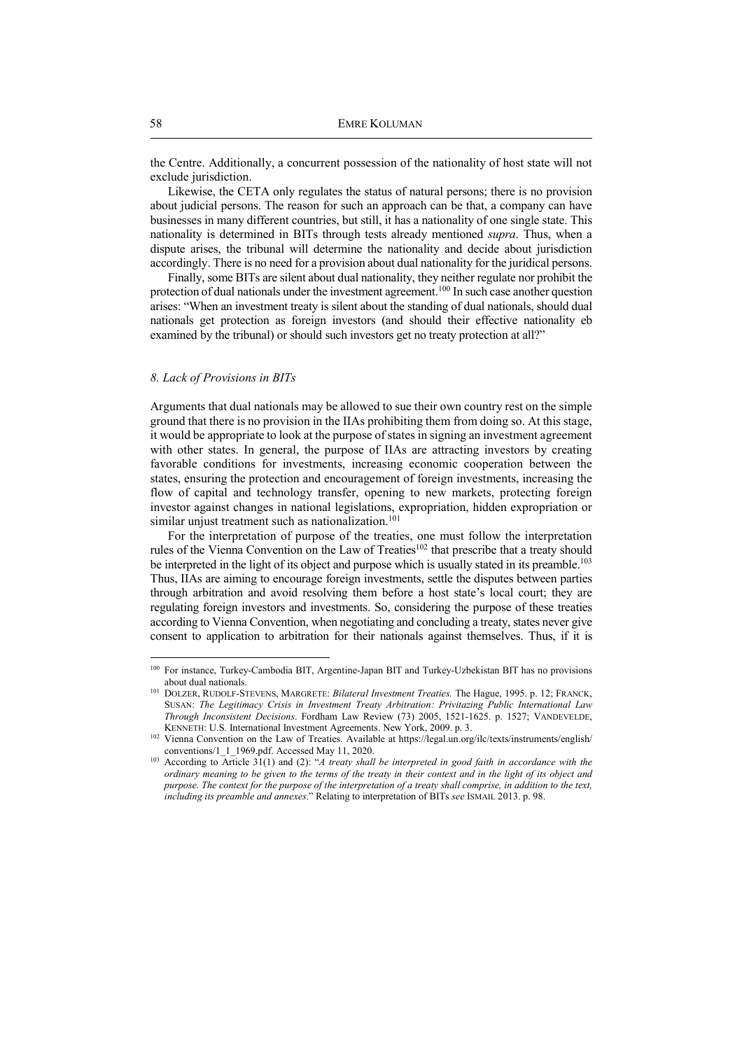the Centre. Additionally, a concurrent possession of the nationality of host state will not exclude jurisdiction.

Likewise, the CETA only regulates the status of natural persons; there is no provision about judicial persons. The reason for such an approach can be that, a company can have businesses in many different countries, but still, it has a nationality of one single state. This nationality is determined in BITs through tests already mentioned *supra*. Thus, when a dispute arises, the tribunal will determine the nationality and decide about jurisdiction accordingly. There is no need for a provision about dual nationality for the juridical persons.

Finally, some BITs are silent about dual nationality, they neither regulate nor prohibit the protection of dual nationals under the investment agreement.[100] In such case another question arises: "When an investment treaty is silent about the standing of dual nationals, should dual nationals get protection as foreign investors (and should their effective nationality eb examined by the tribunal) or should such investors get no treaty protection at all?"

### *8. Lack of Provisions in BITs*

Arguments that dual nationals may be allowed to sue their own country rest on the simple ground that there is no provision in the IIAs prohibiting them from doing so. At this stage, it would be appropriate to look at the purpose of states in signing an investment agreement with other states. In general, the purpose of IIAs are attracting investors by creating favorable conditions for investments, increasing economic cooperation between the states, ensuring the protection and encouragement of foreign investments, increasing the flow of capital and technology transfer, opening to new markets, protecting foreign investor against changes in national legislations, expropriation, hidden expropriation or similar unjust treatment such as nationalization.[101]

For the interpretation of purpose of the treaties, one must follow the interpretation rules of the Vienna Convention on the Law of Treaties[102] that prescribe that a treaty should be interpreted in the light of its object and purpose which is usually stated in its preamble.[103] Thus, IIAs are aiming to encourage foreign investments, settle the disputes between parties through arbitration and avoid resolving them before a host state's local court; they are regulating foreign investors and investments. So, considering the purpose of these treaties according to Vienna Convention, when negotiating and concluding a treaty, states never give consent to application to arbitration for their nationals against themselves. Thus, if it is

---

[100] For instance, Turkey-Cambodia BIT, Argentine-Japan BIT and Turkey-Uzbekistan BIT has no provisions about dual nationals.

[101] DOLZER, RUDOLF-STEVENS, MARGRETE: *Bilateral Investment Treaties.* The Hague, 1995. p. 12; FRANCK, SUSAN: *The Legitimacy Crisis in Investment Treaty Arbitration: Privitazing Public International Law Through Inconsistent Decisions*. Fordham Law Review (73) 2005, 1521-1625. p. 1527; VANDEVELDE, KENNETH: U.S. International Investment Agreements. New York, 2009. p. 3.

[102] Vienna Convention on the Law of Treaties. Available at https://legal.un.org/ilc/texts/instruments/english/conventions/1_1_1969.pdf. Accessed May 11, 2020.

[103] According to Article 31(1) and (2): "*A treaty shall be interpreted in good faith in accordance with the ordinary meaning to be given to the terms of the treaty in their context and in the light of its object and purpose. The context for the purpose of the interpretation of a treaty shall comprise, in addition to the text, including its preamble and annexes*." Relating to interpretation of BITs *see* ISMAIL 2013. p. 98.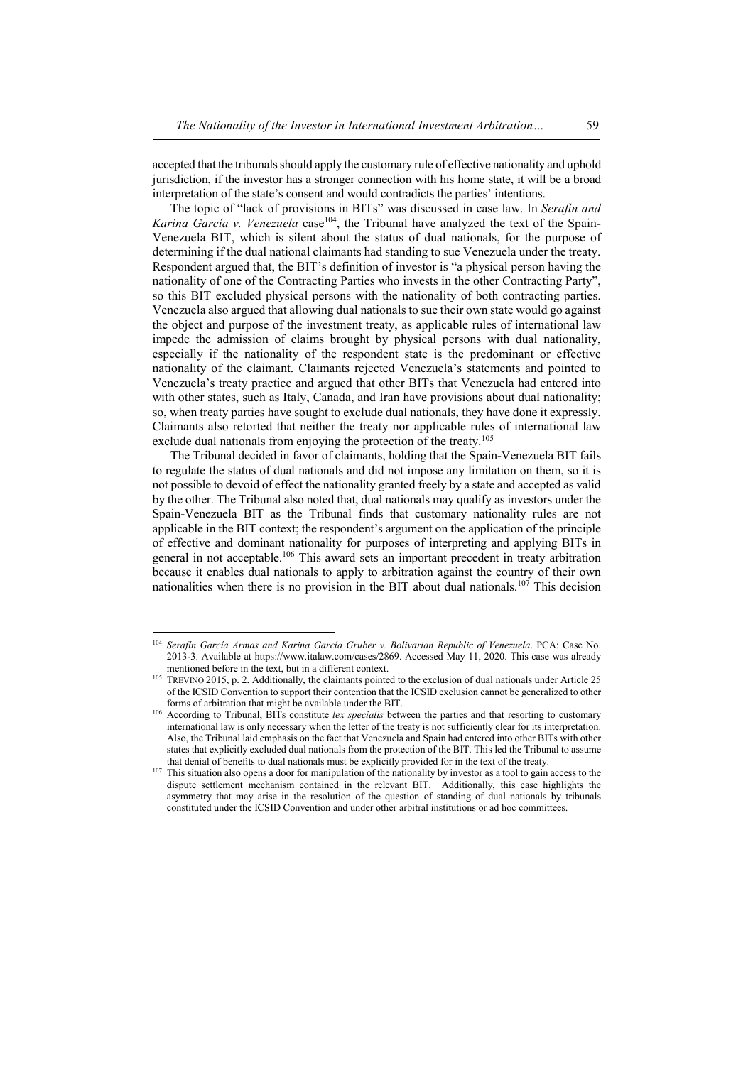accepted that the tribunals should apply the customary rule of effective nationality and uphold jurisdiction, if the investor has a stronger connection with his home state, it will be a broad interpretation of the state's consent and would contradicts the parties' intentions.

The topic of "lack of provisions in BITs" was discussed in case law. In *Serafín and Karina García v. Venezuela* case[104], the Tribunal have analyzed the text of the Spain-Venezuela BIT, which is silent about the status of dual nationals, for the purpose of determining if the dual national claimants had standing to sue Venezuela under the treaty. Respondent argued that, the BIT's definition of investor is "a physical person having the nationality of one of the Contracting Parties who invests in the other Contracting Party", so this BIT excluded physical persons with the nationality of both contracting parties. Venezuela also argued that allowing dual nationals to sue their own state would go against the object and purpose of the investment treaty, as applicable rules of international law impede the admission of claims brought by physical persons with dual nationality, especially if the nationality of the respondent state is the predominant or effective nationality of the claimant. Claimants rejected Venezuela's statements and pointed to Venezuela's treaty practice and argued that other BITs that Venezuela had entered into with other states, such as Italy, Canada, and Iran have provisions about dual nationality; so, when treaty parties have sought to exclude dual nationals, they have done it expressly. Claimants also retorted that neither the treaty nor applicable rules of international law exclude dual nationals from enjoying the protection of the treaty.[105]

The Tribunal decided in favor of claimants, holding that the Spain-Venezuela BIT fails to regulate the status of dual nationals and did not impose any limitation on them, so it is not possible to devoid of effect the nationality granted freely by a state and accepted as valid by the other. The Tribunal also noted that, dual nationals may qualify as investors under the Spain-Venezuela BIT as the Tribunal finds that customary nationality rules are not applicable in the BIT context; the respondent's argument on the application of the principle of effective and dominant nationality for purposes of interpreting and applying BITs in general in not acceptable.[106] This award sets an important precedent in treaty arbitration because it enables dual nationals to apply to arbitration against the country of their own nationalities when there is no provision in the BIT about dual nationals.[107] This decision

---

[104] *Serafín García Armas and Karina García Gruber v. Bolivarian Republic of Venezuela*. PCA: Case No. 2013-3. Available at https://www.italaw.com/cases/2869. Accessed May 11, 2020. This case was already mentioned before in the text, but in a different context.

[105] TREVINO 2015, p. 2. Additionally, the claimants pointed to the exclusion of dual nationals under Article 25 of the ICSID Convention to support their contention that the ICSID exclusion cannot be generalized to other forms of arbitration that might be available under the BIT.

[106] According to Tribunal, BITs constitute *lex specialis* between the parties and that resorting to customary international law is only necessary when the letter of the treaty is not sufficiently clear for its interpretation. Also, the Tribunal laid emphasis on the fact that Venezuela and Spain had entered into other BITs with other states that explicitly excluded dual nationals from the protection of the BIT. This led the Tribunal to assume that denial of benefits to dual nationals must be explicitly provided for in the text of the treaty.

[107] This situation also opens a door for manipulation of the nationality by investor as a tool to gain access to the dispute settlement mechanism contained in the relevant BIT. Additionally, this case highlights the asymmetry that may arise in the resolution of the question of standing of dual nationals by tribunals constituted under the ICSID Convention and under other arbitral institutions or ad hoc committees.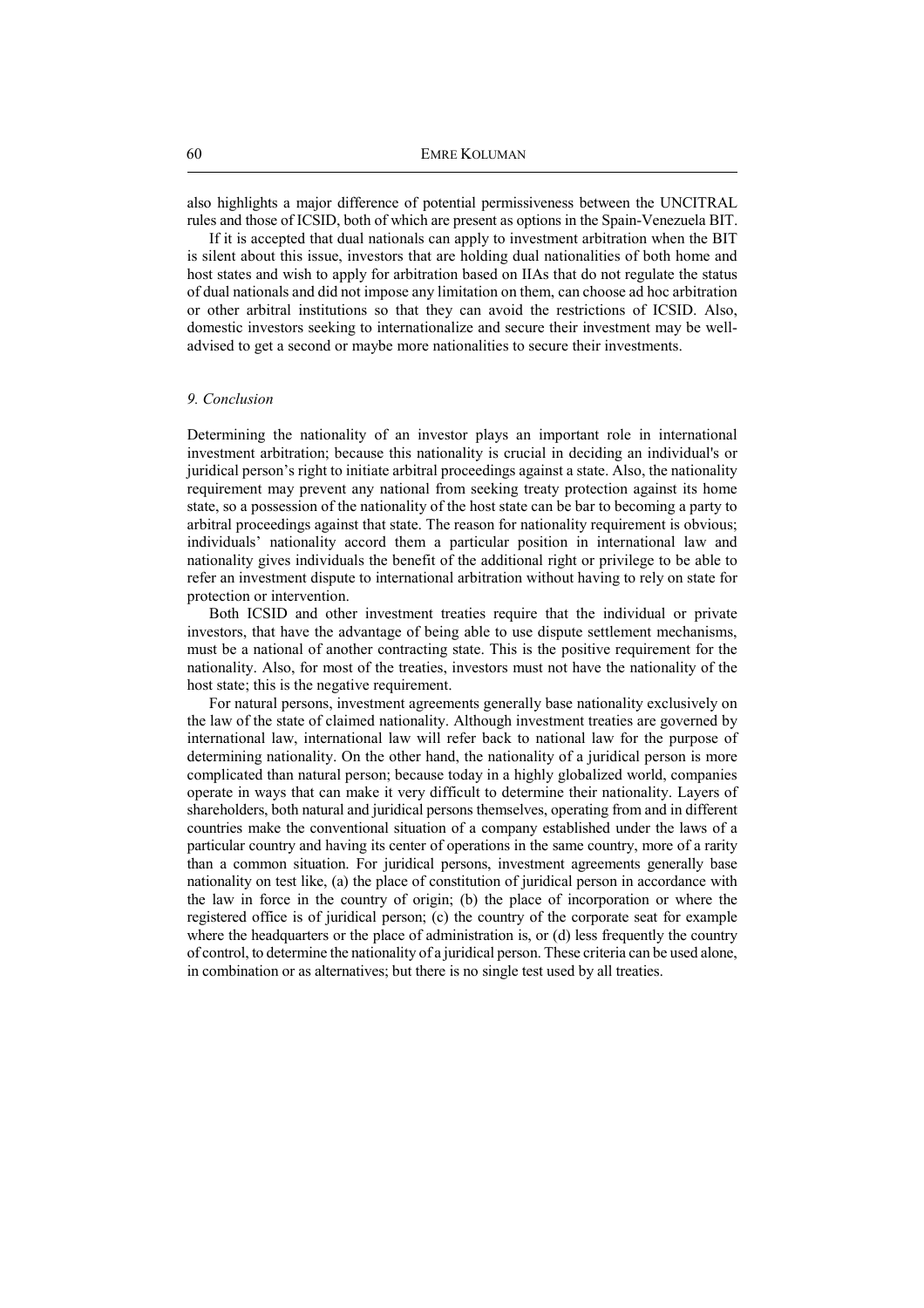also highlights a major difference of potential permissiveness between the UNCITRAL rules and those of ICSID, both of which are present as options in the Spain-Venezuela BIT.

If it is accepted that dual nationals can apply to investment arbitration when the BIT is silent about this issue, investors that are holding dual nationalities of both home and host states and wish to apply for arbitration based on IIAs that do not regulate the status of dual nationals and did not impose any limitation on them, can choose ad hoc arbitration or other arbitral institutions so that they can avoid the restrictions of ICSID. Also, domestic investors seeking to internationalize and secure their investment may be well-advised to get a second or maybe more nationalities to secure their investments.

### *9. Conclusion*

Determining the nationality of an investor plays an important role in international investment arbitration; because this nationality is crucial in deciding an individual's or juridical person's right to initiate arbitral proceedings against a state. Also, the nationality requirement may prevent any national from seeking treaty protection against its home state, so a possession of the nationality of the host state can be bar to becoming a party to arbitral proceedings against that state. The reason for nationality requirement is obvious; individuals' nationality accord them a particular position in international law and nationality gives individuals the benefit of the additional right or privilege to be able to refer an investment dispute to international arbitration without having to rely on state for protection or intervention.

Both ICSID and other investment treaties require that the individual or private investors, that have the advantage of being able to use dispute settlement mechanisms, must be a national of another contracting state. This is the positive requirement for the nationality. Also, for most of the treaties, investors must not have the nationality of the host state; this is the negative requirement.

For natural persons, investment agreements generally base nationality exclusively on the law of the state of claimed nationality. Although investment treaties are governed by international law, international law will refer back to national law for the purpose of determining nationality. On the other hand, the nationality of a juridical person is more complicated than natural person; because today in a highly globalized world, companies operate in ways that can make it very difficult to determine their nationality. Layers of shareholders, both natural and juridical persons themselves, operating from and in different countries make the conventional situation of a company established under the laws of a particular country and having its center of operations in the same country, more of a rarity than a common situation. For juridical persons, investment agreements generally base nationality on test like, (a) the place of constitution of juridical person in accordance with the law in force in the country of origin; (b) the place of incorporation or where the registered office is of juridical person; (c) the country of the corporate seat for example where the headquarters or the place of administration is, or (d) less frequently the country of control, to determine the nationality of a juridical person. These criteria can be used alone, in combination or as alternatives; but there is no single test used by all treaties.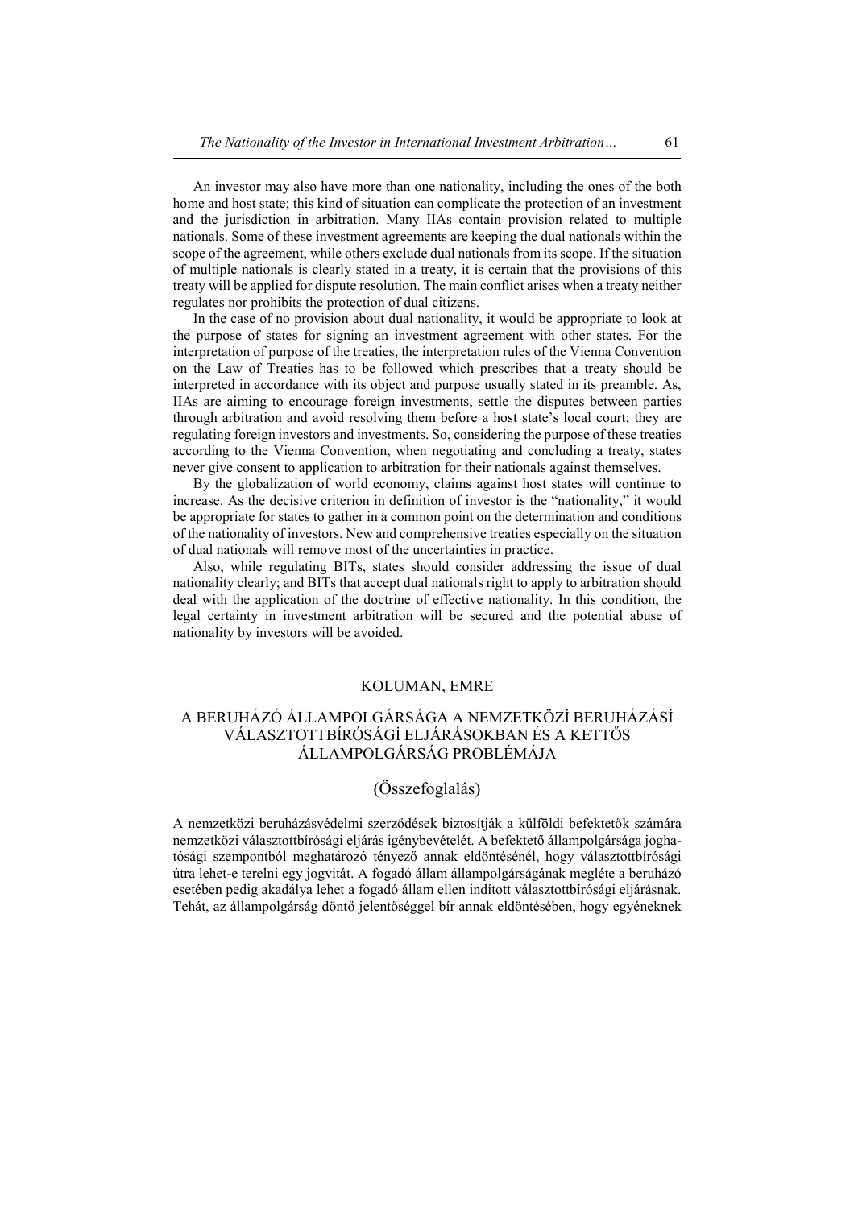An investor may also have more than one nationality, including the ones of the both home and host state; this kind of situation can complicate the protection of an investment and the jurisdiction in arbitration. Many IIAs contain provision related to multiple nationals. Some of these investment agreements are keeping the dual nationals within the scope of the agreement, while others exclude dual nationals from its scope. If the situation of multiple nationals is clearly stated in a treaty, it is certain that the provisions of this treaty will be applied for dispute resolution. The main conflict arises when a treaty neither regulates nor prohibits the protection of dual citizens.

In the case of no provision about dual nationality, it would be appropriate to look at the purpose of states for signing an investment agreement with other states. For the interpretation of purpose of the treaties, the interpretation rules of the Vienna Convention on the Law of Treaties has to be followed which prescribes that a treaty should be interpreted in accordance with its object and purpose usually stated in its preamble. As, IIAs are aiming to encourage foreign investments, settle the disputes between parties through arbitration and avoid resolving them before a host state's local court; they are regulating foreign investors and investments. So, considering the purpose of these treaties according to the Vienna Convention, when negotiating and concluding a treaty, states never give consent to application to arbitration for their nationals against themselves.

By the globalization of world economy, claims against host states will continue to increase. As the decisive criterion in definition of investor is the "nationality," it would be appropriate for states to gather in a common point on the determination and conditions of the nationality of investors. New and comprehensive treaties especially on the situation of dual nationals will remove most of the uncertainties in practice.

Also, while regulating BITs, states should consider addressing the issue of dual nationality clearly; and BITs that accept dual nationals right to apply to arbitration should deal with the application of the doctrine of effective nationality. In this condition, the legal certainty in investment arbitration will be secured and the potential abuse of nationality by investors will be avoided.

KOLUMAN, EMRE

## A BERUHÁZÓ ÁLLAMPOLGÁRSÁGA A NEMZETKÖZİ BERUHÁZÁSİ VÁLASZTOTTBÍRÓSÁGİ ELJÁRÁSOKBAN ÉS A KETTŐS ÁLLAMPOLGÁRSÁG PROBLÉMÁJA

### (Összefoglalás)

A nemzetközi beruházásvédelmi szerződések biztosítják a külföldi befektetők számára nemzetközi választottbírósági eljárás igénybevételét. A befektető állampolgársága joghatósági szempontból meghatározó tényező annak eldöntésénél, hogy választottbírósági útra lehet-e terelni egy jogvitát. A fogadó állam állampolgárságának megléte a beruházó esetében pedig akadálya lehet a fogadó állam ellen indított választottbírósági eljárásnak. Tehát, az állampolgárság döntő jelentőséggel bír annak eldöntésében, hogy egyéneknek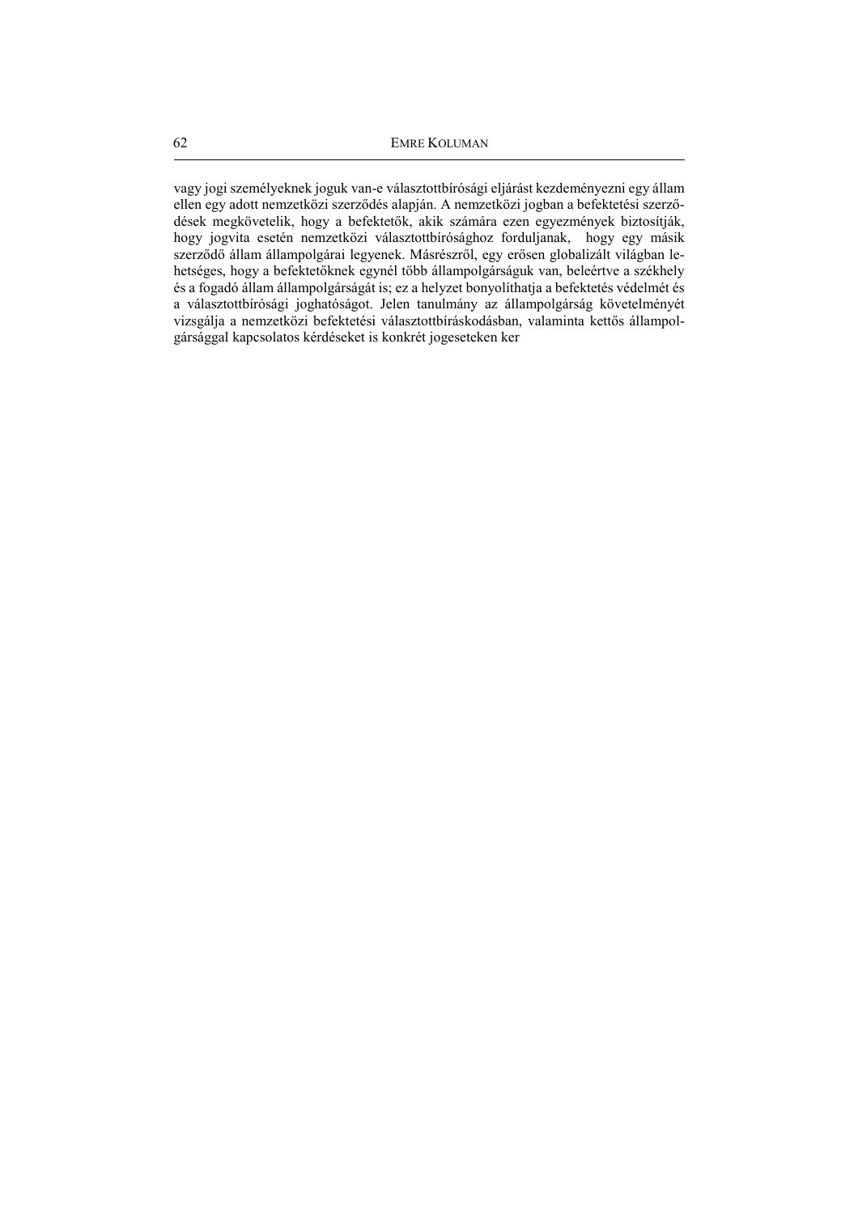vagy jogi személyeknek joguk van-e választottbírósági eljárást kezdeményezni egy állam ellen egy adott nemzetközi szerződés alapján. A nemzetközi jogban a befektetési szerződések megkövetelik, hogy a befektetők, akik számára ezen egyezmények biztosítják, hogy jogvita esetén nemzetközi választottbírósághoz forduljanak, hogy egy másik szerződő állam állampolgárai legyenek. Másrészről, egy erősen globalizált világban lehetséges, hogy a befektetőknek egynél több állampolgárságuk van, beleértve a székhely és a fogadó állam állampolgárságát is; ez a helyzet bonyolíthatja a befektetés védelmét és a választottbírósági joghatóságot. Jelen tanulmány az állampolgárság követelményét vizsgálja a nemzetközi befektetési választottbíráskodásban, valamint kettős állampolgársággal kapcsolatos kérdéseket is konkrét jogeseteken ker